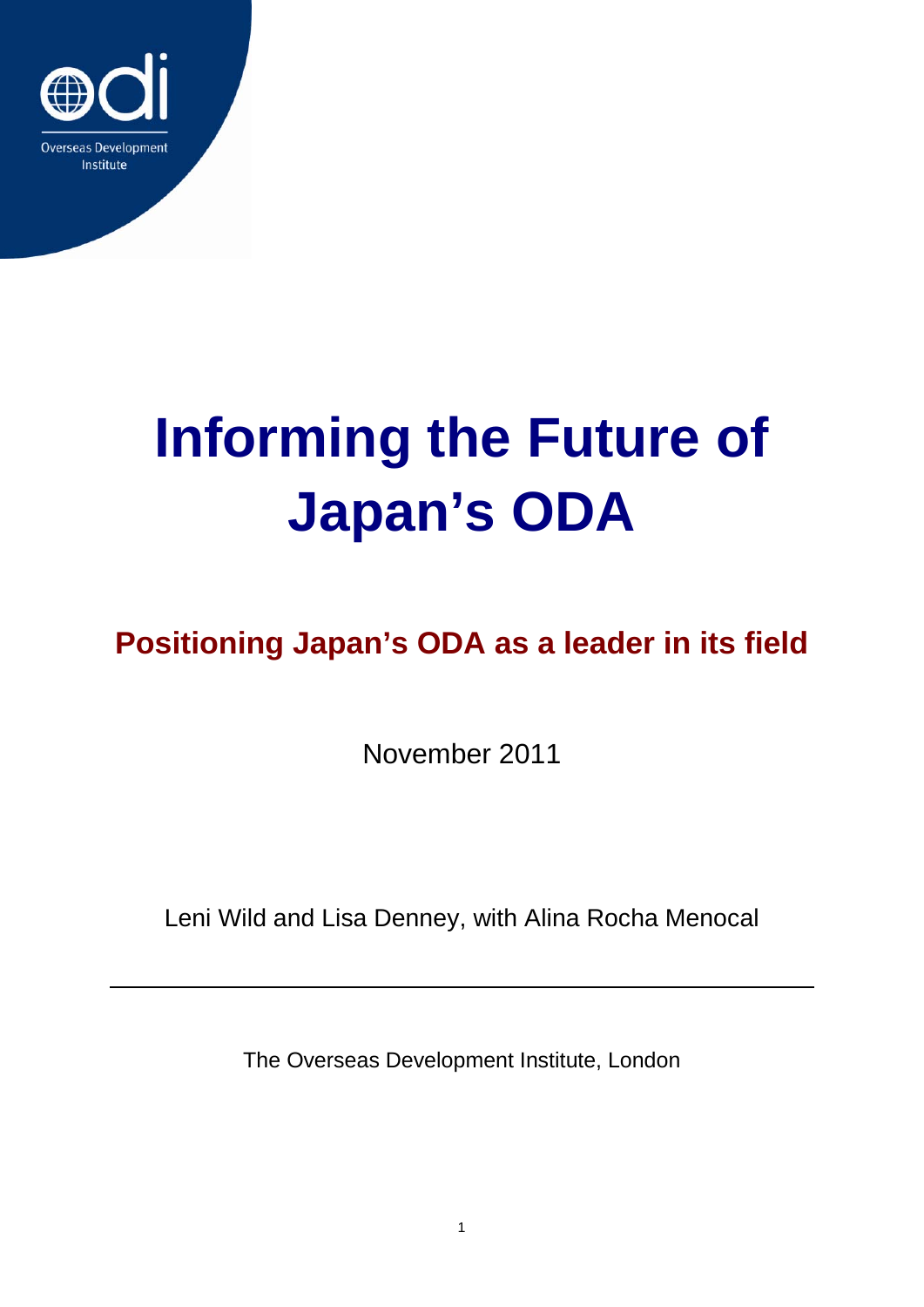# Informing the Future of Japan's ODA

## Positioning Japan's ODA as a leader in its field

November 2011

Leni Wild and Lisa Denney, with Alina Rocha Menocal

---

The Overseas Development Institute, London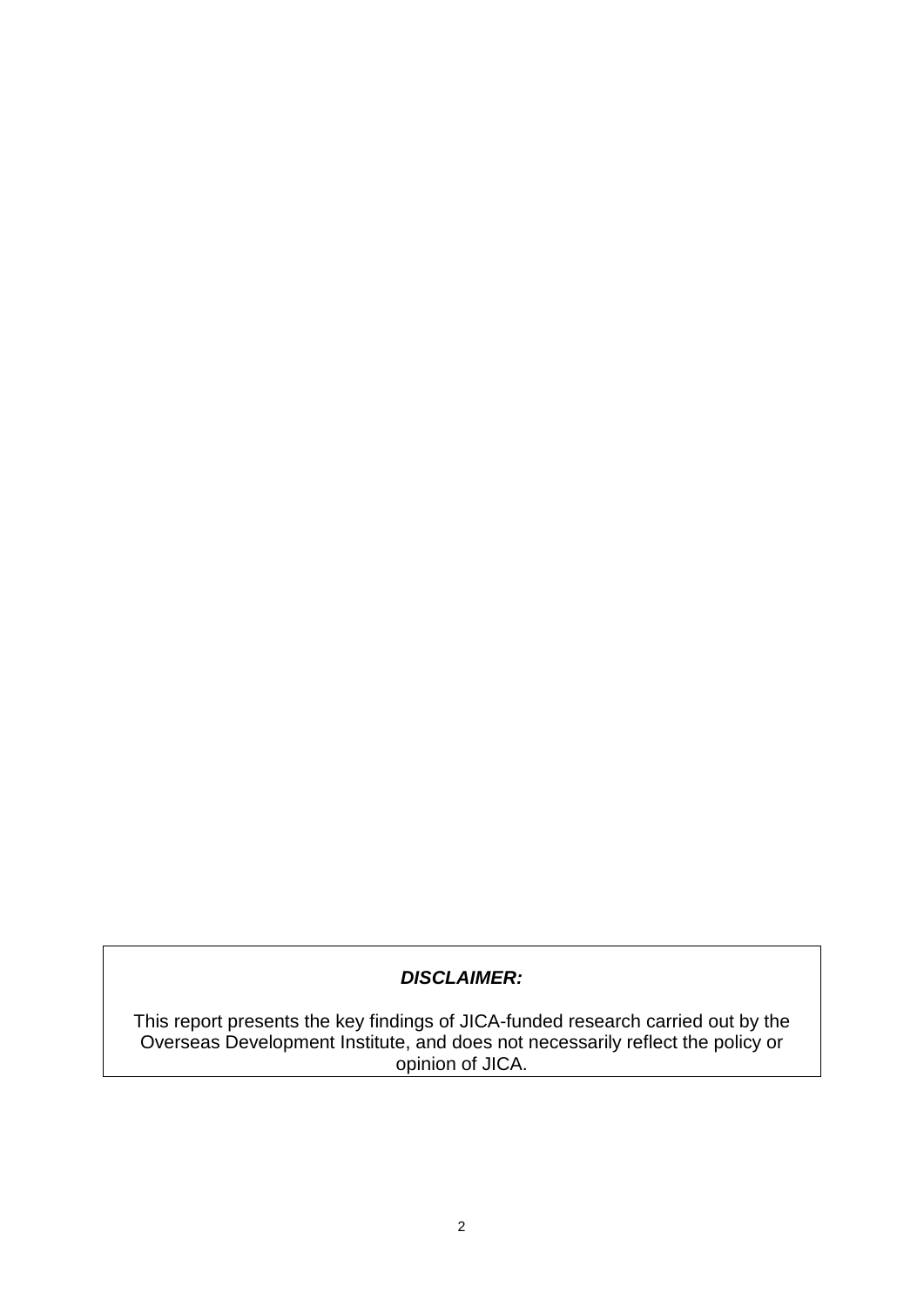***DISCLAIMER:***

This report presents the key findings of JICA-funded research carried out by the Overseas Development Institute, and does not necessarily reflect the policy or opinion of JICA.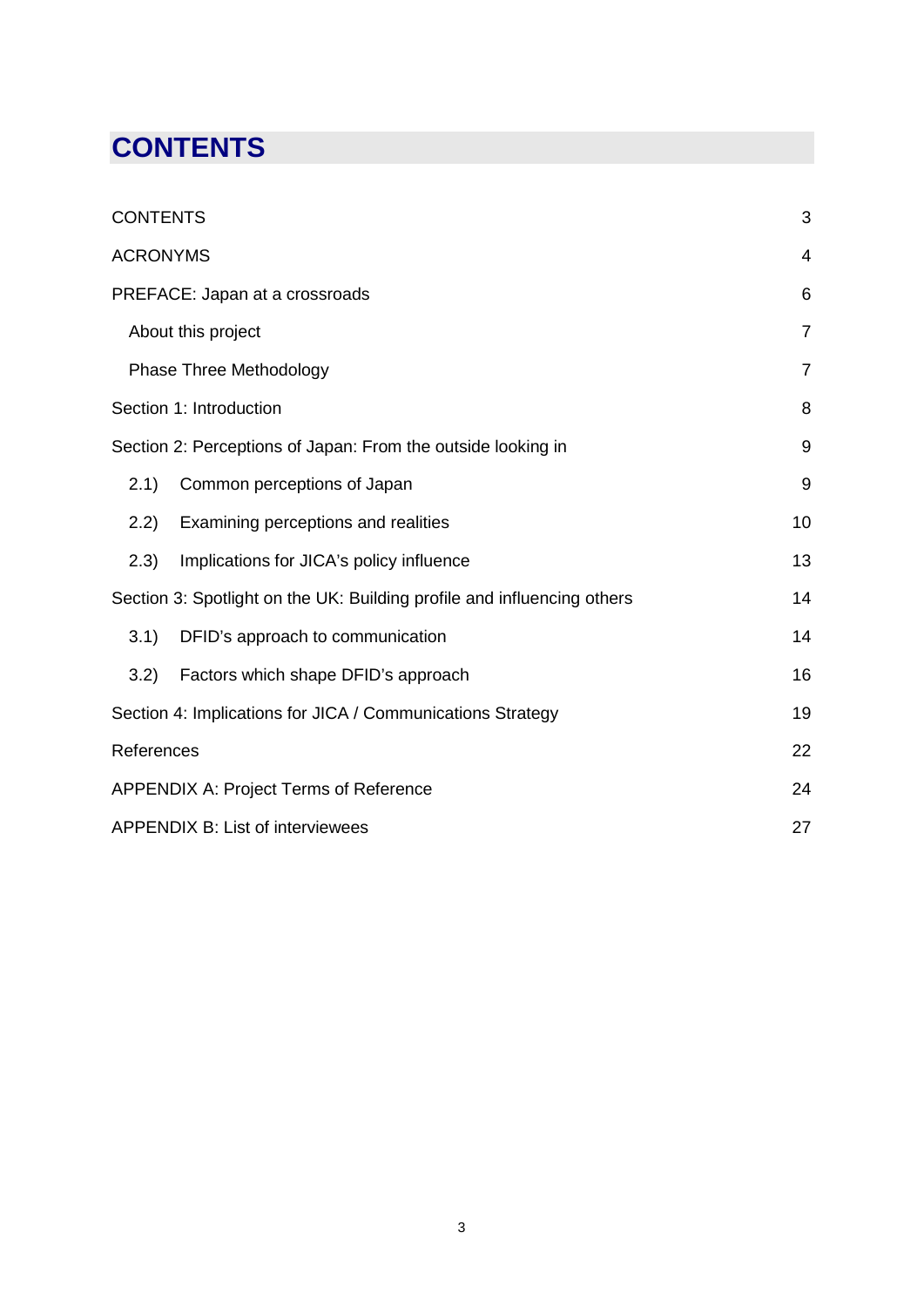# CONTENTS

| | |
|---|---|
| CONTENTS | 3 |
| ACRONYMS | 4 |
| PREFACE: Japan at a crossroads | 6 |
| About this project | 7 |
| Phase Three Methodology | 7 |
| Section 1: Introduction | 8 |
| Section 2: Perceptions of Japan: From the outside looking in | 9 |
| 2.1) Common perceptions of Japan | 9 |
| 2.2) Examining perceptions and realities | 10 |
| 2.3) Implications for JICA's policy influence | 13 |
| Section 3: Spotlight on the UK: Building profile and influencing others | 14 |
| 3.1) DFID's approach to communication | 14 |
| 3.2) Factors which shape DFID's approach | 16 |
| Section 4: Implications for JICA / Communications Strategy | 19 |
| References | 22 |
| APPENDIX A: Project Terms of Reference | 24 |
| APPENDIX B: List of interviewees | 27 |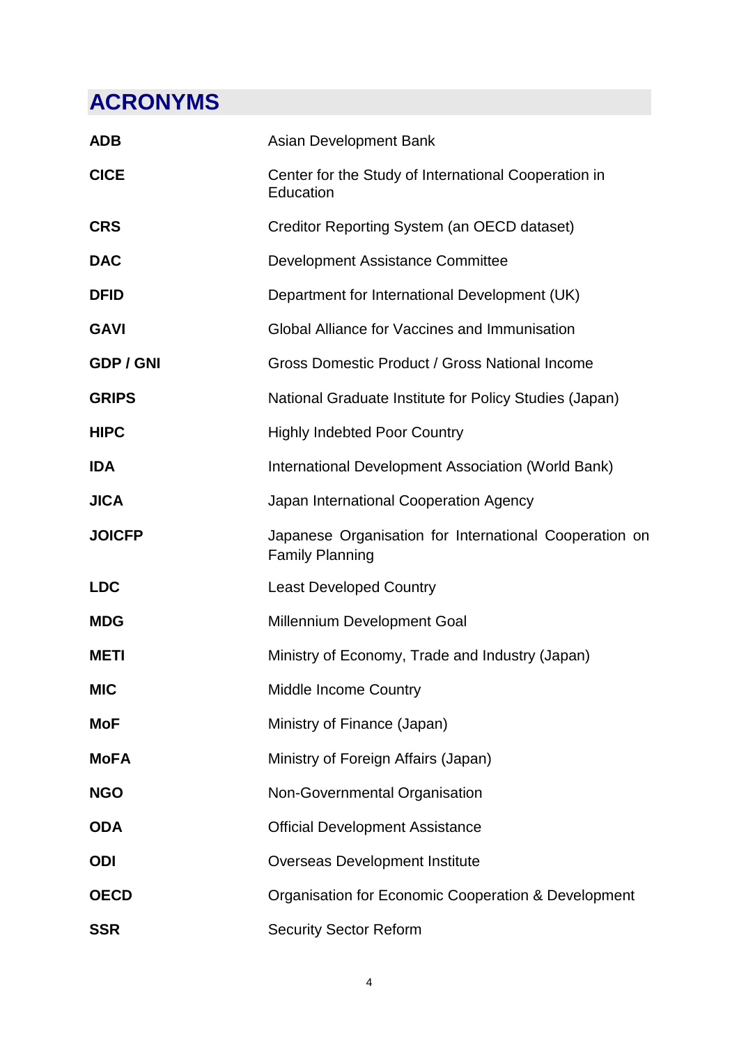# ACRONYMS

| | |
|---|---|
| **ADB** | Asian Development Bank |
| **CICE** | Center for the Study of International Cooperation in Education |
| **CRS** | Creditor Reporting System (an OECD dataset) |
| **DAC** | Development Assistance Committee |
| **DFID** | Department for International Development (UK) |
| **GAVI** | Global Alliance for Vaccines and Immunisation |
| **GDP / GNI** | Gross Domestic Product / Gross National Income |
| **GRIPS** | National Graduate Institute for Policy Studies (Japan) |
| **HIPC** | Highly Indebted Poor Country |
| **IDA** | International Development Association (World Bank) |
| **JICA** | Japan International Cooperation Agency |
| **JOICFP** | Japanese Organisation for International Cooperation on Family Planning |
| **LDC** | Least Developed Country |
| **MDG** | Millennium Development Goal |
| **METI** | Ministry of Economy, Trade and Industry (Japan) |
| **MIC** | Middle Income Country |
| **MoF** | Ministry of Finance (Japan) |
| **MoFA** | Ministry of Foreign Affairs (Japan) |
| **NGO** | Non-Governmental Organisation |
| **ODA** | Official Development Assistance |
| **ODI** | Overseas Development Institute |
| **OECD** | Organisation for Economic Cooperation & Development |
| **SSR** | Security Sector Reform |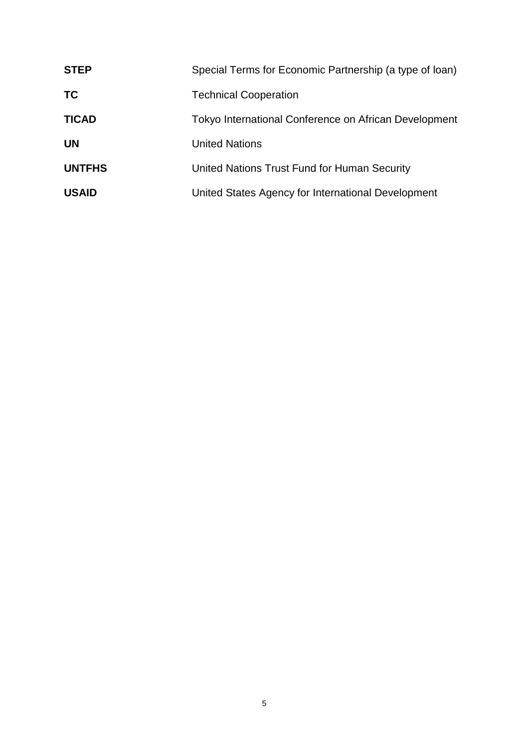| | |
|---|---|
| **STEP** | Special Terms for Economic Partnership (a type of loan) |
| **TC** | Technical Cooperation |
| **TICAD** | Tokyo International Conference on African Development |
| **UN** | United Nations |
| **UNTFHS** | United Nations Trust Fund for Human Security |
| **USAID** | United States Agency for International Development |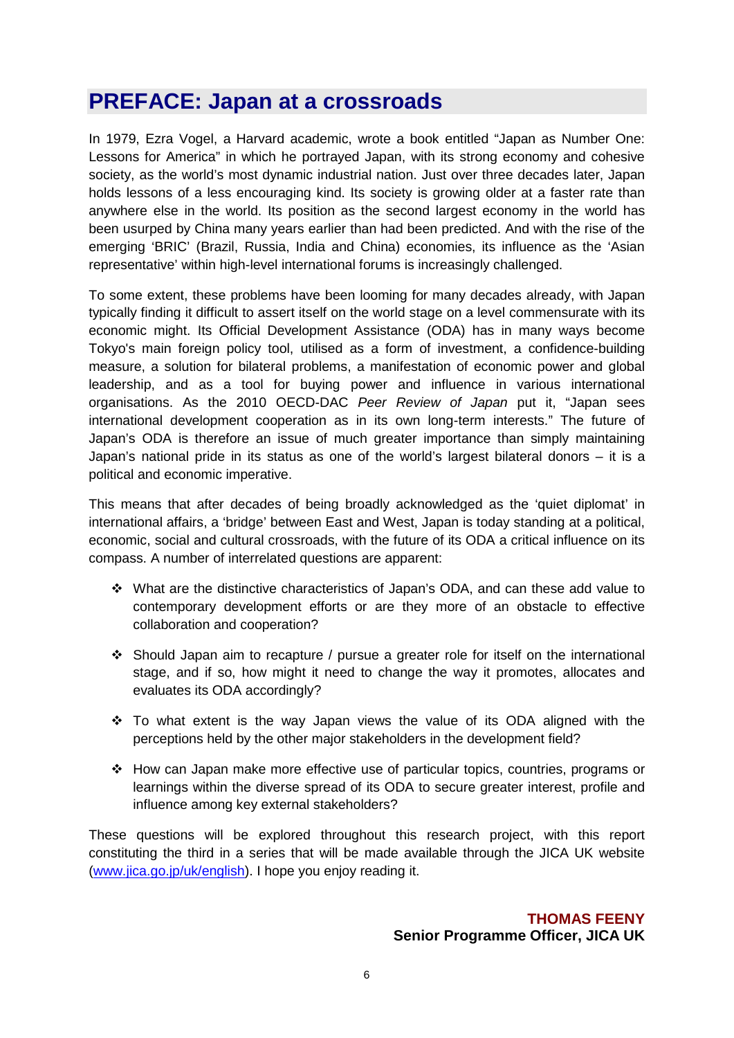# PREFACE: Japan at a crossroads

In 1979, Ezra Vogel, a Harvard academic, wrote a book entitled "Japan as Number One: Lessons for America" in which he portrayed Japan, with its strong economy and cohesive society, as the world's most dynamic industrial nation. Just over three decades later, Japan holds lessons of a less encouraging kind. Its society is growing older at a faster rate than anywhere else in the world. Its position as the second largest economy in the world has been usurped by China many years earlier than had been predicted. And with the rise of the emerging 'BRIC' (Brazil, Russia, India and China) economies, its influence as the 'Asian representative' within high-level international forums is increasingly challenged.

To some extent, these problems have been looming for many decades already, with Japan typically finding it difficult to assert itself on the world stage on a level commensurate with its economic might. Its Official Development Assistance (ODA) has in many ways become Tokyo's main foreign policy tool, utilised as a form of investment, a confidence-building measure, a solution for bilateral problems, a manifestation of economic power and global leadership, and as a tool for buying power and influence in various international organisations. As the 2010 OECD-DAC *Peer Review of Japan* put it, "Japan sees international development cooperation as in its own long-term interests." The future of Japan's ODA is therefore an issue of much greater importance than simply maintaining Japan's national pride in its status as one of the world's largest bilateral donors – it is a political and economic imperative.

This means that after decades of being broadly acknowledged as the 'quiet diplomat' in international affairs, a 'bridge' between East and West, Japan is today standing at a political, economic, social and cultural crossroads, with the future of its ODA a critical influence on its compass. A number of interrelated questions are apparent:

- What are the distinctive characteristics of Japan's ODA, and can these add value to contemporary development efforts or are they more of an obstacle to effective collaboration and cooperation?
- Should Japan aim to recapture / pursue a greater role for itself on the international stage, and if so, how might it need to change the way it promotes, allocates and evaluates its ODA accordingly?
- To what extent is the way Japan views the value of its ODA aligned with the perceptions held by the other major stakeholders in the development field?
- How can Japan make more effective use of particular topics, countries, programs or learnings within the diverse spread of its ODA to secure greater interest, profile and influence among key external stakeholders?

These questions will be explored throughout this research project, with this report constituting the third in a series that will be made available through the JICA UK website (www.jica.go.jp/uk/english). I hope you enjoy reading it.

**THOMAS FEENY**
**Senior Programme Officer, JICA UK**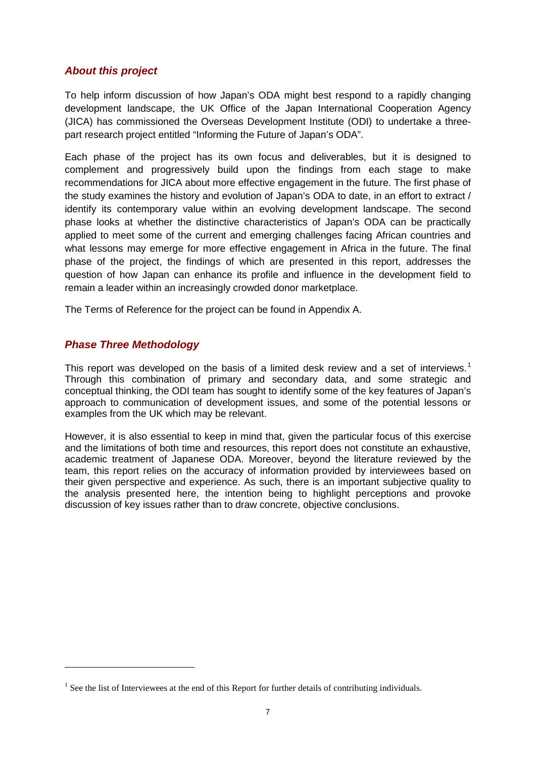### *About this project*

To help inform discussion of how Japan's ODA might best respond to a rapidly changing development landscape, the UK Office of the Japan International Cooperation Agency (JICA) has commissioned the Overseas Development Institute (ODI) to undertake a three-part research project entitled "Informing the Future of Japan's ODA".

Each phase of the project has its own focus and deliverables, but it is designed to complement and progressively build upon the findings from each stage to make recommendations for JICA about more effective engagement in the future. The first phase of the study examines the history and evolution of Japan's ODA to date, in an effort to extract / identify its contemporary value within an evolving development landscape. The second phase looks at whether the distinctive characteristics of Japan's ODA can be practically applied to meet some of the current and emerging challenges facing African countries and what lessons may emerge for more effective engagement in Africa in the future. The final phase of the project, the findings of which are presented in this report, addresses the question of how Japan can enhance its profile and influence in the development field to remain a leader within an increasingly crowded donor marketplace.

The Terms of Reference for the project can be found in Appendix A.

### *Phase Three Methodology*

This report was developed on the basis of a limited desk review and a set of interviews.[1] Through this combination of primary and secondary data, and some strategic and conceptual thinking, the ODI team has sought to identify some of the key features of Japan's approach to communication of development issues, and some of the potential lessons or examples from the UK which may be relevant.

However, it is also essential to keep in mind that, given the particular focus of this exercise and the limitations of both time and resources, this report does not constitute an exhaustive, academic treatment of Japanese ODA. Moreover, beyond the literature reviewed by the team, this report relies on the accuracy of information provided by interviewees based on their given perspective and experience. As such, there is an important subjective quality to the analysis presented here, the intention being to highlight perceptions and provoke discussion of key issues rather than to draw concrete, objective conclusions.

[1] See the list of Interviewees at the end of this Report for further details of contributing individuals.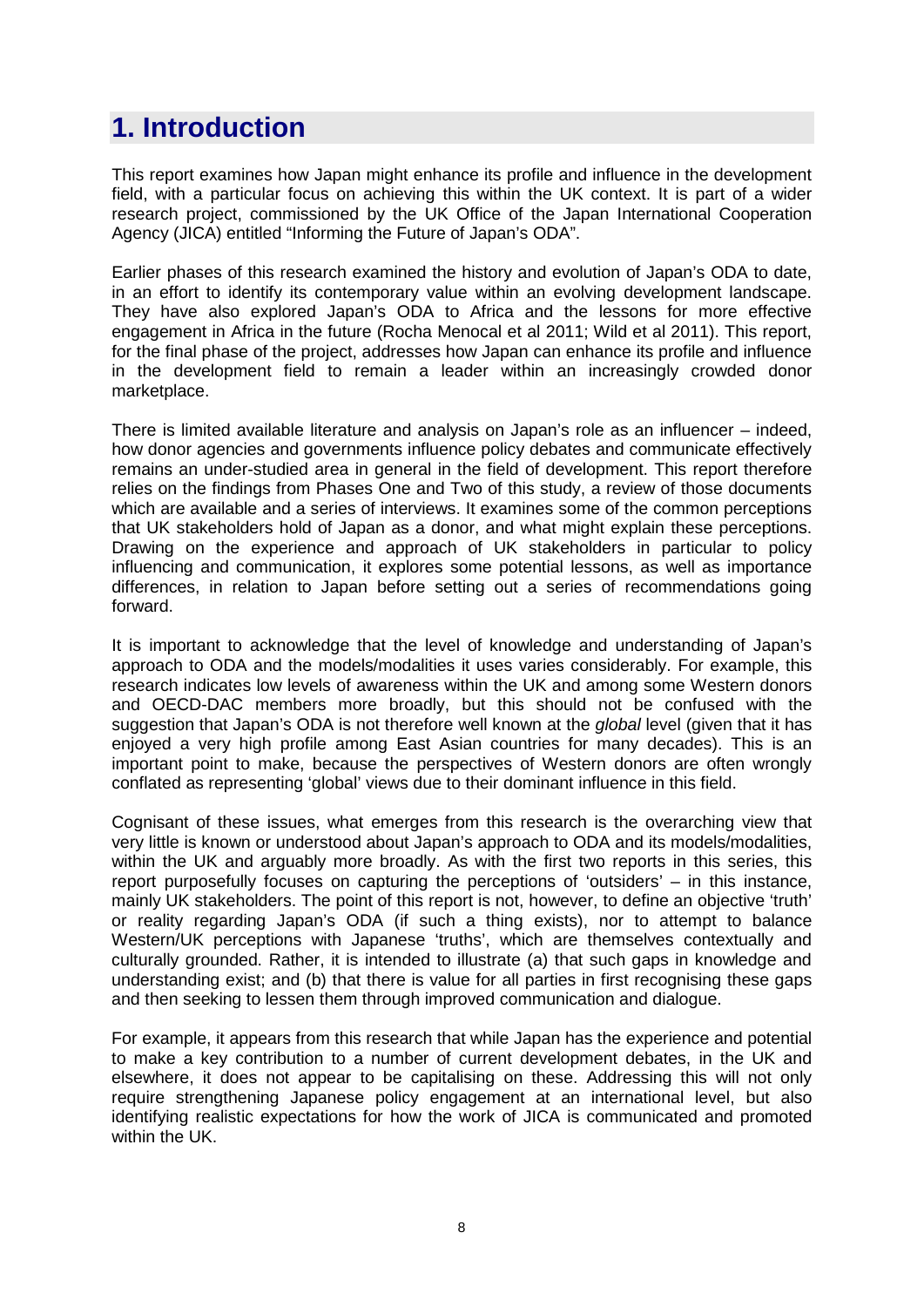# 1. Introduction

This report examines how Japan might enhance its profile and influence in the development field, with a particular focus on achieving this within the UK context. It is part of a wider research project, commissioned by the UK Office of the Japan International Cooperation Agency (JICA) entitled "Informing the Future of Japan's ODA".

Earlier phases of this research examined the history and evolution of Japan's ODA to date, in an effort to identify its contemporary value within an evolving development landscape. They have also explored Japan's ODA to Africa and the lessons for more effective engagement in Africa in the future (Rocha Menocal et al 2011; Wild et al 2011). This report, for the final phase of the project, addresses how Japan can enhance its profile and influence in the development field to remain a leader within an increasingly crowded donor marketplace.

There is limited available literature and analysis on Japan's role as an influencer – indeed, how donor agencies and governments influence policy debates and communicate effectively remains an under-studied area in general in the field of development. This report therefore relies on the findings from Phases One and Two of this study, a review of those documents which are available and a series of interviews. It examines some of the common perceptions that UK stakeholders hold of Japan as a donor, and what might explain these perceptions. Drawing on the experience and approach of UK stakeholders in particular to policy influencing and communication, it explores some potential lessons, as well as importance differences, in relation to Japan before setting out a series of recommendations going forward.

It is important to acknowledge that the level of knowledge and understanding of Japan's approach to ODA and the models/modalities it uses varies considerably. For example, this research indicates low levels of awareness within the UK and among some Western donors and OECD-DAC members more broadly, but this should not be confused with the suggestion that Japan's ODA is not therefore well known at the *global* level (given that it has enjoyed a very high profile among East Asian countries for many decades). This is an important point to make, because the perspectives of Western donors are often wrongly conflated as representing 'global' views due to their dominant influence in this field.

Cognisant of these issues, what emerges from this research is the overarching view that very little is known or understood about Japan's approach to ODA and its models/modalities, within the UK and arguably more broadly. As with the first two reports in this series, this report purposefully focuses on capturing the perceptions of 'outsiders' – in this instance, mainly UK stakeholders. The point of this report is not, however, to define an objective 'truth' or reality regarding Japan's ODA (if such a thing exists), nor to attempt to balance Western/UK perceptions with Japanese 'truths', which are themselves contextually and culturally grounded. Rather, it is intended to illustrate (a) that such gaps in knowledge and understanding exist; and (b) that there is value for all parties in first recognising these gaps and then seeking to lessen them through improved communication and dialogue.

For example, it appears from this research that while Japan has the experience and potential to make a key contribution to a number of current development debates, in the UK and elsewhere, it does not appear to be capitalising on these. Addressing this will not only require strengthening Japanese policy engagement at an international level, but also identifying realistic expectations for how the work of JICA is communicated and promoted within the UK.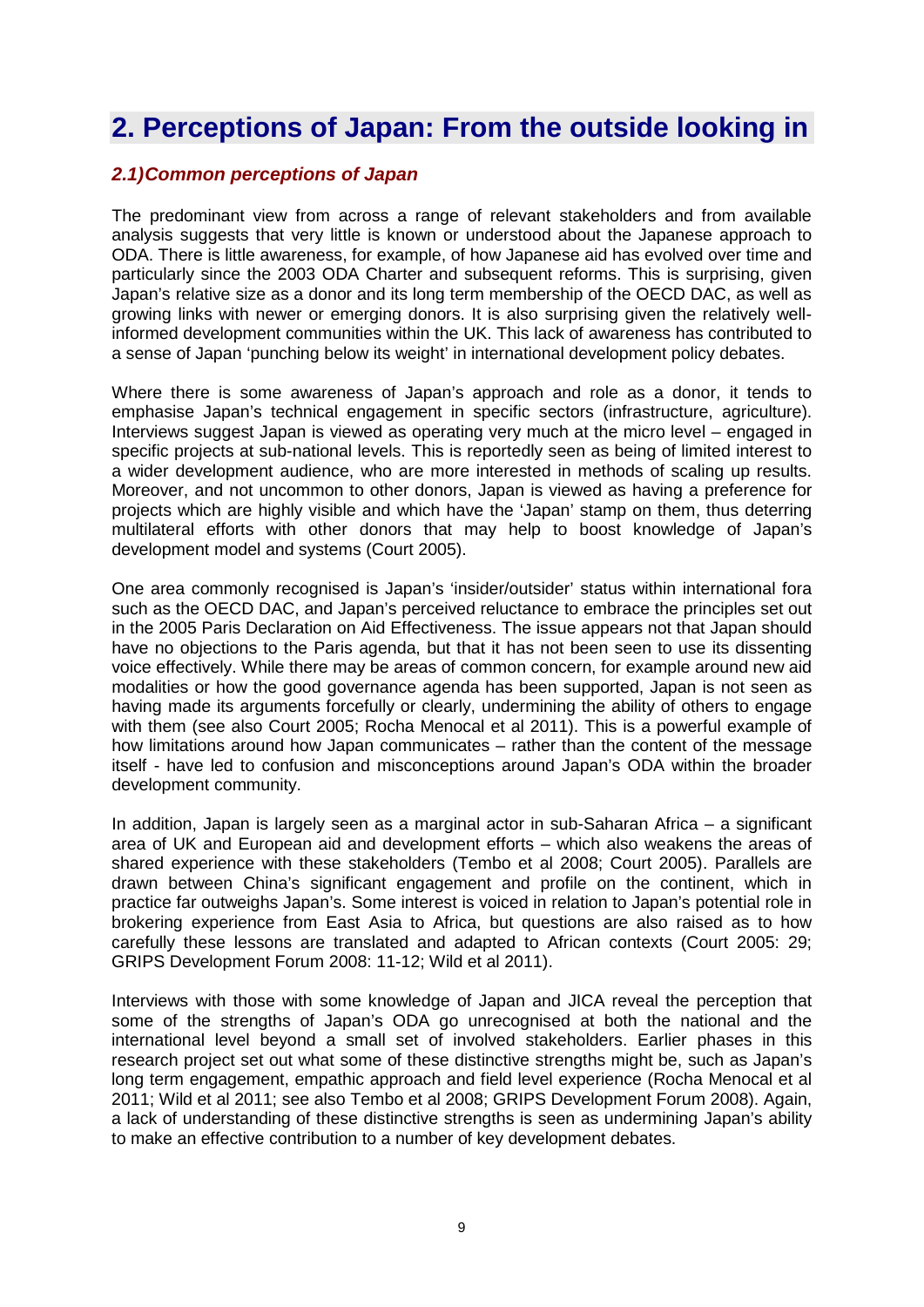# 2. Perceptions of Japan: From the outside looking in

### *2.1)Common perceptions of Japan*

The predominant view from across a range of relevant stakeholders and from available analysis suggests that very little is known or understood about the Japanese approach to ODA. There is little awareness, for example, of how Japanese aid has evolved over time and particularly since the 2003 ODA Charter and subsequent reforms. This is surprising, given Japan's relative size as a donor and its long term membership of the OECD DAC, as well as growing links with newer or emerging donors. It is also surprising given the relatively well-informed development communities within the UK. This lack of awareness has contributed to a sense of Japan 'punching below its weight' in international development policy debates.

Where there is some awareness of Japan's approach and role as a donor, it tends to emphasise Japan's technical engagement in specific sectors (infrastructure, agriculture). Interviews suggest Japan is viewed as operating very much at the micro level – engaged in specific projects at sub-national levels. This is reportedly seen as being of limited interest to a wider development audience, who are more interested in methods of scaling up results. Moreover, and not uncommon to other donors, Japan is viewed as having a preference for projects which are highly visible and which have the 'Japan' stamp on them, thus deterring multilateral efforts with other donors that may help to boost knowledge of Japan's development model and systems (Court 2005).

One area commonly recognised is Japan's 'insider/outsider' status within international fora such as the OECD DAC, and Japan's perceived reluctance to embrace the principles set out in the 2005 Paris Declaration on Aid Effectiveness. The issue appears not that Japan should have no objections to the Paris agenda, but that it has not been seen to use its dissenting voice effectively. While there may be areas of common concern, for example around new aid modalities or how the good governance agenda has been supported, Japan is not seen as having made its arguments forcefully or clearly, undermining the ability of others to engage with them (see also Court 2005; Rocha Menocal et al 2011). This is a powerful example of how limitations around how Japan communicates – rather than the content of the message itself - have led to confusion and misconceptions around Japan's ODA within the broader development community.

In addition, Japan is largely seen as a marginal actor in sub-Saharan Africa – a significant area of UK and European aid and development efforts – which also weakens the areas of shared experience with these stakeholders (Tembo et al 2008; Court 2005). Parallels are drawn between China's significant engagement and profile on the continent, which in practice far outweighs Japan's. Some interest is voiced in relation to Japan's potential role in brokering experience from East Asia to Africa, but questions are also raised as to how carefully these lessons are translated and adapted to African contexts (Court 2005: 29; GRIPS Development Forum 2008: 11-12; Wild et al 2011).

Interviews with those with some knowledge of Japan and JICA reveal the perception that some of the strengths of Japan's ODA go unrecognised at both the national and the international level beyond a small set of involved stakeholders. Earlier phases in this research project set out what some of these distinctive strengths might be, such as Japan's long term engagement, empathic approach and field level experience (Rocha Menocal et al 2011; Wild et al 2011; see also Tembo et al 2008; GRIPS Development Forum 2008). Again, a lack of understanding of these distinctive strengths is seen as undermining Japan's ability to make an effective contribution to a number of key development debates.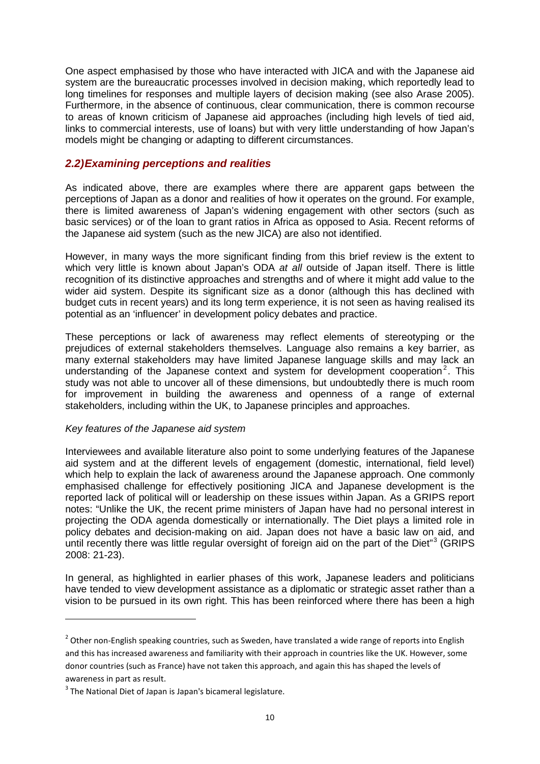One aspect emphasised by those who have interacted with JICA and with the Japanese aid system are the bureaucratic processes involved in decision making, which reportedly lead to long timelines for responses and multiple layers of decision making (see also Arase 2005). Furthermore, in the absence of continuous, clear communication, there is common recourse to areas of known criticism of Japanese aid approaches (including high levels of tied aid, links to commercial interests, use of loans) but with very little understanding of how Japan's models might be changing or adapting to different circumstances.

## *2.2)Examining perceptions and realities*

As indicated above, there are examples where there are apparent gaps between the perceptions of Japan as a donor and realities of how it operates on the ground. For example, there is limited awareness of Japan's widening engagement with other sectors (such as basic services) or of the loan to grant ratios in Africa as opposed to Asia. Recent reforms of the Japanese aid system (such as the new JICA) are also not identified.

However, in many ways the more significant finding from this brief review is the extent to which very little is known about Japan's ODA *at all* outside of Japan itself. There is little recognition of its distinctive approaches and strengths and of where it might add value to the wider aid system. Despite its significant size as a donor (although this has declined with budget cuts in recent years) and its long term experience, it is not seen as having realised its potential as an 'influencer' in development policy debates and practice.

These perceptions or lack of awareness may reflect elements of stereotyping or the prejudices of external stakeholders themselves. Language also remains a key barrier, as many external stakeholders may have limited Japanese language skills and may lack an understanding of the Japanese context and system for development cooperation[2]. This study was not able to uncover all of these dimensions, but undoubtedly there is much room for improvement in building the awareness and openness of a range of external stakeholders, including within the UK, to Japanese principles and approaches.

*Key features of the Japanese aid system*

Interviewees and available literature also point to some underlying features of the Japanese aid system and at the different levels of engagement (domestic, international, field level) which help to explain the lack of awareness around the Japanese approach. One commonly emphasised challenge for effectively positioning JICA and Japanese development is the reported lack of political will or leadership on these issues within Japan. As a GRIPS report notes: "Unlike the UK, the recent prime ministers of Japan have had no personal interest in projecting the ODA agenda domestically or internationally. The Diet plays a limited role in policy debates and decision-making on aid. Japan does not have a basic law on aid, and until recently there was little regular oversight of foreign aid on the part of the Diet"[3] (GRIPS 2008: 21-23).

In general, as highlighted in earlier phases of this work, Japanese leaders and politicians have tended to view development assistance as a diplomatic or strategic asset rather than a vision to be pursued in its own right. This has been reinforced where there has been a high

---

[2] Other non-English speaking countries, such as Sweden, have translated a wide range of reports into English and this has increased awareness and familiarity with their approach in countries like the UK. However, some donor countries (such as France) have not taken this approach, and again this has shaped the levels of awareness in part as result.

[3] The National Diet of Japan is Japan's bicameral legislature.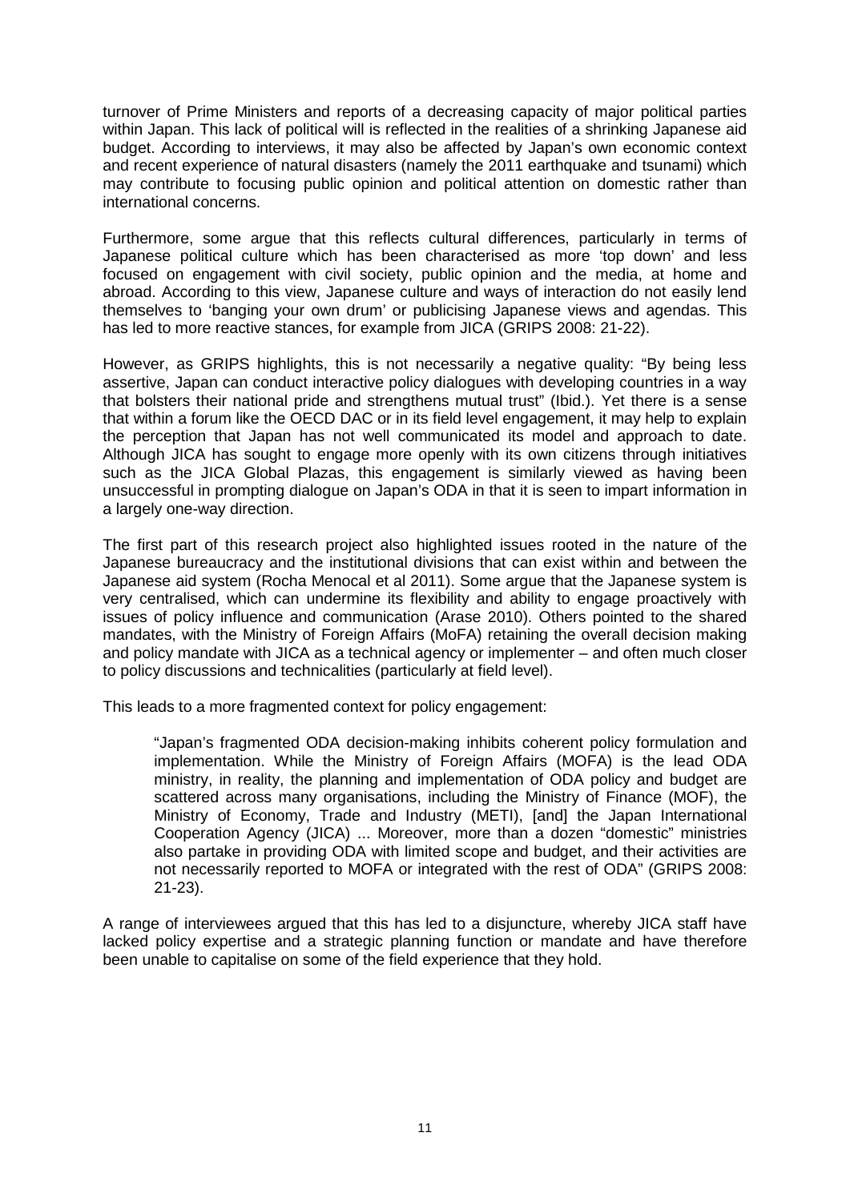turnover of Prime Ministers and reports of a decreasing capacity of major political parties within Japan. This lack of political will is reflected in the realities of a shrinking Japanese aid budget. According to interviews, it may also be affected by Japan's own economic context and recent experience of natural disasters (namely the 2011 earthquake and tsunami) which may contribute to focusing public opinion and political attention on domestic rather than international concerns.

Furthermore, some argue that this reflects cultural differences, particularly in terms of Japanese political culture which has been characterised as more 'top down' and less focused on engagement with civil society, public opinion and the media, at home and abroad. According to this view, Japanese culture and ways of interaction do not easily lend themselves to 'banging your own drum' or publicising Japanese views and agendas. This has led to more reactive stances, for example from JICA (GRIPS 2008: 21-22).

However, as GRIPS highlights, this is not necessarily a negative quality: "By being less assertive, Japan can conduct interactive policy dialogues with developing countries in a way that bolsters their national pride and strengthens mutual trust" (Ibid.). Yet there is a sense that within a forum like the OECD DAC or in its field level engagement, it may help to explain the perception that Japan has not well communicated its model and approach to date. Although JICA has sought to engage more openly with its own citizens through initiatives such as the JICA Global Plazas, this engagement is similarly viewed as having been unsuccessful in prompting dialogue on Japan's ODA in that it is seen to impart information in a largely one-way direction.

The first part of this research project also highlighted issues rooted in the nature of the Japanese bureaucracy and the institutional divisions that can exist within and between the Japanese aid system (Rocha Menocal et al 2011). Some argue that the Japanese system is very centralised, which can undermine its flexibility and ability to engage proactively with issues of policy influence and communication (Arase 2010). Others pointed to the shared mandates, with the Ministry of Foreign Affairs (MoFA) retaining the overall decision making and policy mandate with JICA as a technical agency or implementer – and often much closer to policy discussions and technicalities (particularly at field level).

This leads to a more fragmented context for policy engagement:

> "Japan's fragmented ODA decision-making inhibits coherent policy formulation and implementation. While the Ministry of Foreign Affairs (MOFA) is the lead ODA ministry, in reality, the planning and implementation of ODA policy and budget are scattered across many organisations, including the Ministry of Finance (MOF), the Ministry of Economy, Trade and Industry (METI), [and] the Japan International Cooperation Agency (JICA) ... Moreover, more than a dozen "domestic" ministries also partake in providing ODA with limited scope and budget, and their activities are not necessarily reported to MOFA or integrated with the rest of ODA" (GRIPS 2008: 21-23).

A range of interviewees argued that this has led to a disjuncture, whereby JICA staff have lacked policy expertise and a strategic planning function or mandate and have therefore been unable to capitalise on some of the field experience that they hold.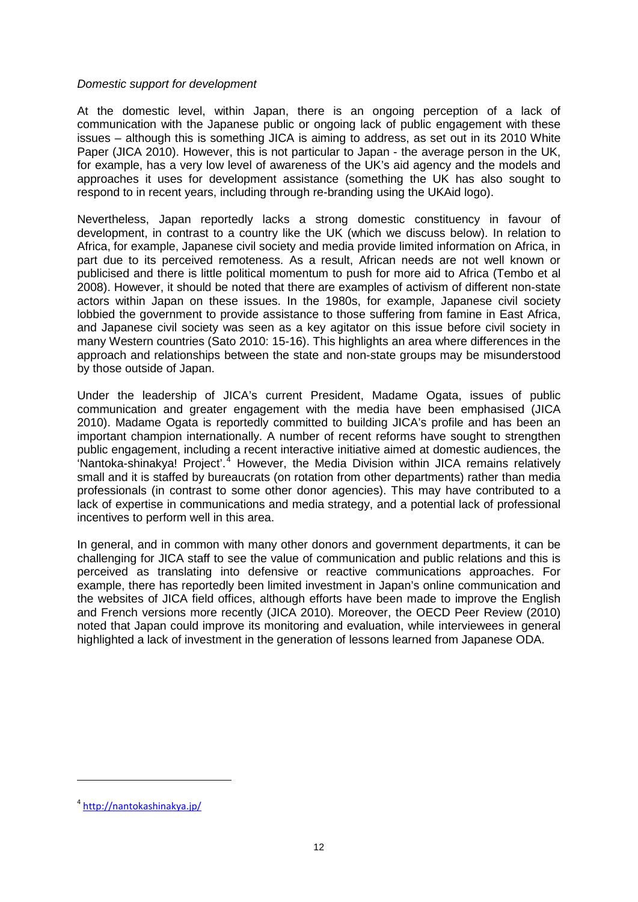*Domestic support for development*

At the domestic level, within Japan, there is an ongoing perception of a lack of communication with the Japanese public or ongoing lack of public engagement with these issues – although this is something JICA is aiming to address, as set out in its 2010 White Paper (JICA 2010). However, this is not particular to Japan - the average person in the UK, for example, has a very low level of awareness of the UK's aid agency and the models and approaches it uses for development assistance (something the UK has also sought to respond to in recent years, including through re-branding using the UKAid logo).

Nevertheless, Japan reportedly lacks a strong domestic constituency in favour of development, in contrast to a country like the UK (which we discuss below). In relation to Africa, for example, Japanese civil society and media provide limited information on Africa, in part due to its perceived remoteness. As a result, African needs are not well known or publicised and there is little political momentum to push for more aid to Africa (Tembo et al 2008). However, it should be noted that there are examples of activism of different non-state actors within Japan on these issues. In the 1980s, for example, Japanese civil society lobbied the government to provide assistance to those suffering from famine in East Africa, and Japanese civil society was seen as a key agitator on this issue before civil society in many Western countries (Sato 2010: 15-16). This highlights an area where differences in the approach and relationships between the state and non-state groups may be misunderstood by those outside of Japan.

Under the leadership of JICA's current President, Madame Ogata, issues of public communication and greater engagement with the media have been emphasised (JICA 2010). Madame Ogata is reportedly committed to building JICA's profile and has been an important champion internationally. A number of recent reforms have sought to strengthen public engagement, including a recent interactive initiative aimed at domestic audiences, the 'Nantoka-shinakya! Project'.[4] However, the Media Division within JICA remains relatively small and it is staffed by bureaucrats (on rotation from other departments) rather than media professionals (in contrast to some other donor agencies). This may have contributed to a lack of expertise in communications and media strategy, and a potential lack of professional incentives to perform well in this area.

In general, and in common with many other donors and government departments, it can be challenging for JICA staff to see the value of communication and public relations and this is perceived as translating into defensive or reactive communications approaches. For example, there has reportedly been limited investment in Japan's online communication and the websites of JICA field offices, although efforts have been made to improve the English and French versions more recently (JICA 2010). Moreover, the OECD Peer Review (2010) noted that Japan could improve its monitoring and evaluation, while interviewees in general highlighted a lack of investment in the generation of lessons learned from Japanese ODA.

---

[4] http://nantokashinakya.jp/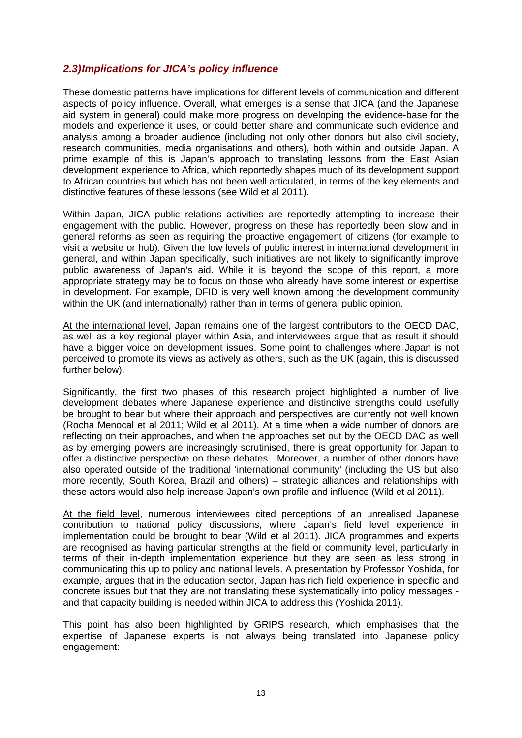### *2.3)Implications for JICA's policy influence*

These domestic patterns have implications for different levels of communication and different aspects of policy influence. Overall, what emerges is a sense that JICA (and the Japanese aid system in general) could make more progress on developing the evidence-base for the models and experience it uses, or could better share and communicate such evidence and analysis among a broader audience (including not only other donors but also civil society, research communities, media organisations and others), both within and outside Japan. A prime example of this is Japan's approach to translating lessons from the East Asian development experience to Africa, which reportedly shapes much of its development support to African countries but which has not been well articulated, in terms of the key elements and distinctive features of these lessons (see Wild et al 2011).

<u>Within Japan</u>, JICA public relations activities are reportedly attempting to increase their engagement with the public. However, progress on these has reportedly been slow and in general reforms as seen as requiring the proactive engagement of citizens (for example to visit a website or hub). Given the low levels of public interest in international development in general, and within Japan specifically, such initiatives are not likely to significantly improve public awareness of Japan's aid. While it is beyond the scope of this report, a more appropriate strategy may be to focus on those who already have some interest or expertise in development. For example, DFID is very well known among the development community within the UK (and internationally) rather than in terms of general public opinion.

<u>At the international level</u>, Japan remains one of the largest contributors to the OECD DAC, as well as a key regional player within Asia, and interviewees argue that as result it should have a bigger voice on development issues. Some point to challenges where Japan is not perceived to promote its views as actively as others, such as the UK (again, this is discussed further below).

Significantly, the first two phases of this research project highlighted a number of live development debates where Japanese experience and distinctive strengths could usefully be brought to bear but where their approach and perspectives are currently not well known (Rocha Menocal et al 2011; Wild et al 2011). At a time when a wide number of donors are reflecting on their approaches, and when the approaches set out by the OECD DAC as well as by emerging powers are increasingly scrutinised, there is great opportunity for Japan to offer a distinctive perspective on these debates. Moreover, a number of other donors have also operated outside of the traditional 'international community' (including the US but also more recently, South Korea, Brazil and others) – strategic alliances and relationships with these actors would also help increase Japan's own profile and influence (Wild et al 2011).

<u>At the field level</u>, numerous interviewees cited perceptions of an unrealised Japanese contribution to national policy discussions, where Japan's field level experience in implementation could be brought to bear (Wild et al 2011). JICA programmes and experts are recognised as having particular strengths at the field or community level, particularly in terms of their in-depth implementation experience but they are seen as less strong in communicating this up to policy and national levels. A presentation by Professor Yoshida, for example, argues that in the education sector, Japan has rich field experience in specific and concrete issues but that they are not translating these systematically into policy messages - and that capacity building is needed within JICA to address this (Yoshida 2011).

This point has also been highlighted by GRIPS research, which emphasises that the expertise of Japanese experts is not always being translated into Japanese policy engagement: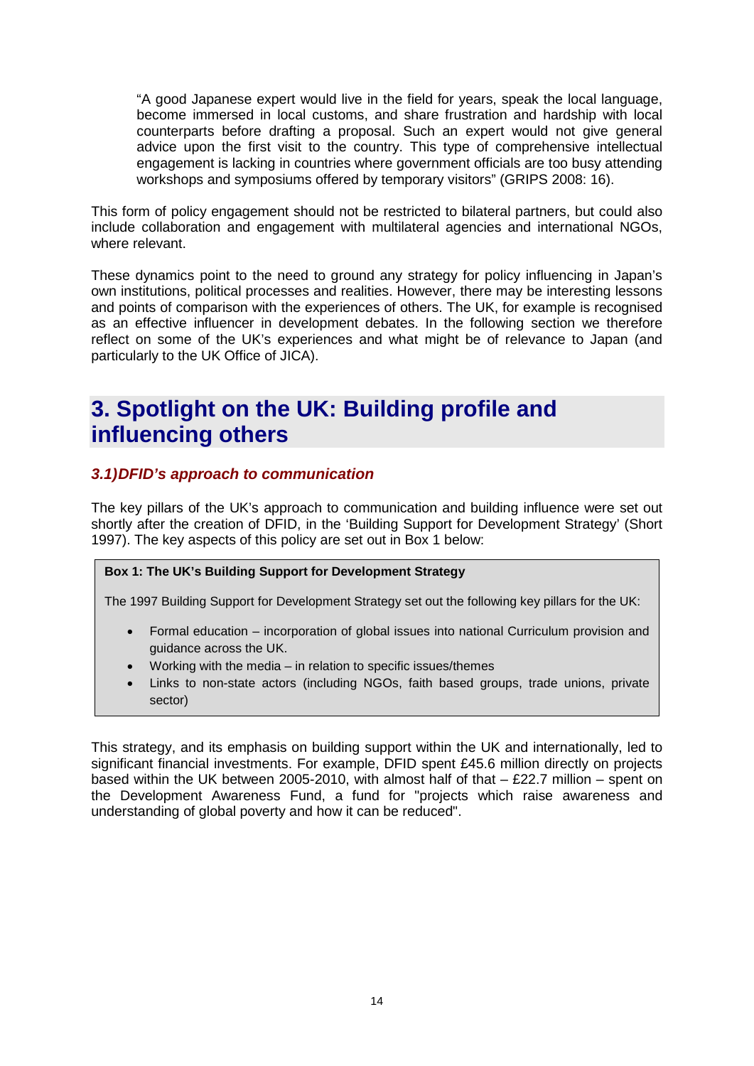> "A good Japanese expert would live in the field for years, speak the local language, become immersed in local customs, and share frustration and hardship with local counterparts before drafting a proposal. Such an expert would not give general advice upon the first visit to the country. This type of comprehensive intellectual engagement is lacking in countries where government officials are too busy attending workshops and symposiums offered by temporary visitors" (GRIPS 2008: 16).

This form of policy engagement should not be restricted to bilateral partners, but could also include collaboration and engagement with multilateral agencies and international NGOs, where relevant.

These dynamics point to the need to ground any strategy for policy influencing in Japan's own institutions, political processes and realities. However, there may be interesting lessons and points of comparison with the experiences of others. The UK, for example is recognised as an effective influencer in development debates. In the following section we therefore reflect on some of the UK's experiences and what might be of relevance to Japan (and particularly to the UK Office of JICA).

# 3. Spotlight on the UK: Building profile and influencing others

### *3.1)DFID's approach to communication*

The key pillars of the UK's approach to communication and building influence were set out shortly after the creation of DFID, in the 'Building Support for Development Strategy' (Short 1997). The key aspects of this policy are set out in Box 1 below:

**Box 1: The UK's Building Support for Development Strategy**

The 1997 Building Support for Development Strategy set out the following key pillars for the UK:

- Formal education – incorporation of global issues into national Curriculum provision and guidance across the UK.
- Working with the media – in relation to specific issues/themes
- Links to non-state actors (including NGOs, faith based groups, trade unions, private sector)

This strategy, and its emphasis on building support within the UK and internationally, led to significant financial investments. For example, DFID spent £45.6 million directly on projects based within the UK between 2005-2010, with almost half of that – £22.7 million – spent on the Development Awareness Fund, a fund for "projects which raise awareness and understanding of global poverty and how it can be reduced".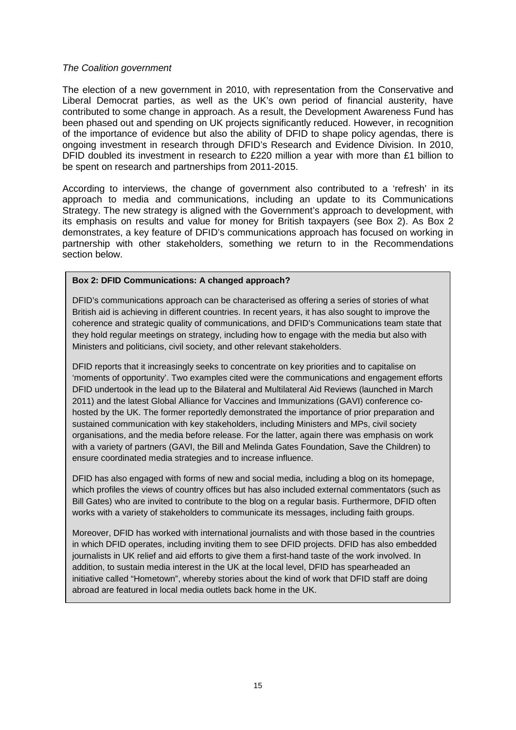*The Coalition government*

The election of a new government in 2010, with representation from the Conservative and Liberal Democrat parties, as well as the UK's own period of financial austerity, have contributed to some change in approach. As a result, the Development Awareness Fund has been phased out and spending on UK projects significantly reduced. However, in recognition of the importance of evidence but also the ability of DFID to shape policy agendas, there is ongoing investment in research through DFID's Research and Evidence Division. In 2010, DFID doubled its investment in research to £220 million a year with more than £1 billion to be spent on research and partnerships from 2011-2015.

According to interviews, the change of government also contributed to a 'refresh' in its approach to media and communications, including an update to its Communications Strategy. The new strategy is aligned with the Government's approach to development, with its emphasis on results and value for money for British taxpayers (see Box 2). As Box 2 demonstrates, a key feature of DFID's communications approach has focused on working in partnership with other stakeholders, something we return to in the Recommendations section below.

**Box 2: DFID Communications: A changed approach?**

DFID's communications approach can be characterised as offering a series of stories of what British aid is achieving in different countries. In recent years, it has also sought to improve the coherence and strategic quality of communications, and DFID's Communications team state that they hold regular meetings on strategy, including how to engage with the media but also with Ministers and politicians, civil society, and other relevant stakeholders.

DFID reports that it increasingly seeks to concentrate on key priorities and to capitalise on 'moments of opportunity'. Two examples cited were the communications and engagement efforts DFID undertook in the lead up to the Bilateral and Multilateral Aid Reviews (launched in March 2011) and the latest Global Alliance for Vaccines and Immunizations (GAVI) conference co-hosted by the UK. The former reportedly demonstrated the importance of prior preparation and sustained communication with key stakeholders, including Ministers and MPs, civil society organisations, and the media before release. For the latter, again there was emphasis on work with a variety of partners (GAVI, the Bill and Melinda Gates Foundation, Save the Children) to ensure coordinated media strategies and to increase influence.

DFID has also engaged with forms of new and social media, including a blog on its homepage, which profiles the views of country offices but has also included external commentators (such as Bill Gates) who are invited to contribute to the blog on a regular basis. Furthermore, DFID often works with a variety of stakeholders to communicate its messages, including faith groups.

Moreover, DFID has worked with international journalists and with those based in the countries in which DFID operates, including inviting them to see DFID projects. DFID has also embedded journalists in UK relief and aid efforts to give them a first-hand taste of the work involved. In addition, to sustain media interest in the UK at the local level, DFID has spearheaded an initiative called "Hometown", whereby stories about the kind of work that DFID staff are doing abroad are featured in local media outlets back home in the UK.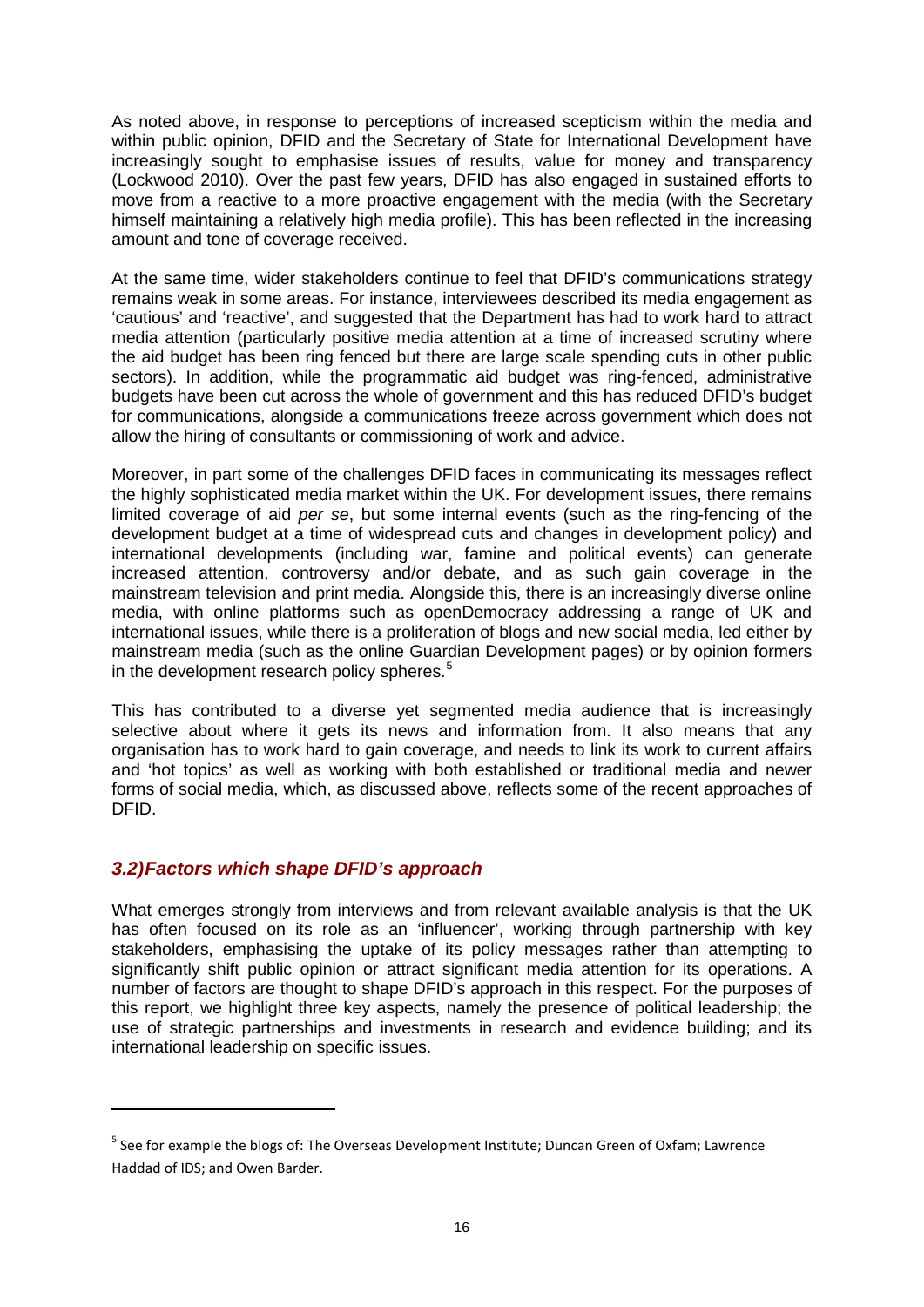As noted above, in response to perceptions of increased scepticism within the media and within public opinion, DFID and the Secretary of State for International Development have increasingly sought to emphasise issues of results, value for money and transparency (Lockwood 2010). Over the past few years, DFID has also engaged in sustained efforts to move from a reactive to a more proactive engagement with the media (with the Secretary himself maintaining a relatively high media profile). This has been reflected in the increasing amount and tone of coverage received.

At the same time, wider stakeholders continue to feel that DFID's communications strategy remains weak in some areas. For instance, interviewees described its media engagement as 'cautious' and 'reactive', and suggested that the Department has had to work hard to attract media attention (particularly positive media attention at a time of increased scrutiny where the aid budget has been ring fenced but there are large scale spending cuts in other public sectors). In addition, while the programmatic aid budget was ring-fenced, administrative budgets have been cut across the whole of government and this has reduced DFID's budget for communications, alongside a communications freeze across government which does not allow the hiring of consultants or commissioning of work and advice.

Moreover, in part some of the challenges DFID faces in communicating its messages reflect the highly sophisticated media market within the UK. For development issues, there remains limited coverage of aid *per se*, but some internal events (such as the ring-fencing of the development budget at a time of widespread cuts and changes in development policy) and international developments (including war, famine and political events) can generate increased attention, controversy and/or debate, and as such gain coverage in the mainstream television and print media. Alongside this, there is an increasingly diverse online media, with online platforms such as openDemocracy addressing a range of UK and international issues, while there is a proliferation of blogs and new social media, led either by mainstream media (such as the online Guardian Development pages) or by opinion formers in the development research policy spheres.[5]

This has contributed to a diverse yet segmented media audience that is increasingly selective about where it gets its news and information from. It also means that any organisation has to work hard to gain coverage, and needs to link its work to current affairs and 'hot topics' as well as working with both established or traditional media and newer forms of social media, which, as discussed above, reflects some of the recent approaches of DFID.

### *3.2) Factors which shape DFID's approach*

What emerges strongly from interviews and from relevant available analysis is that the UK has often focused on its role as an 'influencer', working through partnership with key stakeholders, emphasising the uptake of its policy messages rather than attempting to significantly shift public opinion or attract significant media attention for its operations. A number of factors are thought to shape DFID's approach in this respect. For the purposes of this report, we highlight three key aspects, namely the presence of political leadership; the use of strategic partnerships and investments in research and evidence building; and its international leadership on specific issues.

---

[5] See for example the blogs of: The Overseas Development Institute; Duncan Green of Oxfam; Lawrence Haddad of IDS; and Owen Barder.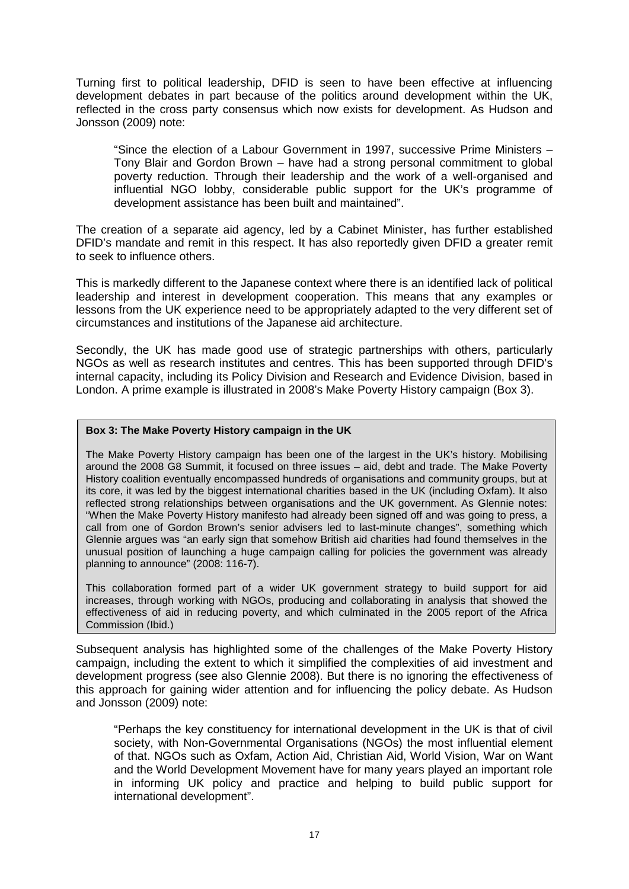Turning first to political leadership, DFID is seen to have been effective at influencing development debates in part because of the politics around development within the UK, reflected in the cross party consensus which now exists for development. As Hudson and Jonsson (2009) note:

> "Since the election of a Labour Government in 1997, successive Prime Ministers – Tony Blair and Gordon Brown – have had a strong personal commitment to global poverty reduction. Through their leadership and the work of a well-organised and influential NGO lobby, considerable public support for the UK's programme of development assistance has been built and maintained".

The creation of a separate aid agency, led by a Cabinet Minister, has further established DFID's mandate and remit in this respect. It has also reportedly given DFID a greater remit to seek to influence others.

This is markedly different to the Japanese context where there is an identified lack of political leadership and interest in development cooperation. This means that any examples or lessons from the UK experience need to be appropriately adapted to the very different set of circumstances and institutions of the Japanese aid architecture.

Secondly, the UK has made good use of strategic partnerships with others, particularly NGOs as well as research institutes and centres. This has been supported through DFID's internal capacity, including its Policy Division and Research and Evidence Division, based in London. A prime example is illustrated in 2008's Make Poverty History campaign (Box 3).

> **Box 3: The Make Poverty History campaign in the UK**
>
> The Make Poverty History campaign has been one of the largest in the UK's history. Mobilising around the 2008 G8 Summit, it focused on three issues – aid, debt and trade. The Make Poverty History coalition eventually encompassed hundreds of organisations and community groups, but at its core, it was led by the biggest international charities based in the UK (including Oxfam). It also reflected strong relationships between organisations and the UK government. As Glennie notes: "When the Make Poverty History manifesto had already been signed off and was going to press, a call from one of Gordon Brown's senior advisers led to last-minute changes", something which Glennie argues was "an early sign that somehow British aid charities had found themselves in the unusual position of launching a huge campaign calling for policies the government was already planning to announce" (2008: 116-7).
>
> This collaboration formed part of a wider UK government strategy to build support for aid increases, through working with NGOs, producing and collaborating in analysis that showed the effectiveness of aid in reducing poverty, and which culminated in the 2005 report of the Africa Commission (Ibid.)

Subsequent analysis has highlighted some of the challenges of the Make Poverty History campaign, including the extent to which it simplified the complexities of aid investment and development progress (see also Glennie 2008). But there is no ignoring the effectiveness of this approach for gaining wider attention and for influencing the policy debate. As Hudson and Jonsson (2009) note:

> "Perhaps the key constituency for international development in the UK is that of civil society, with Non-Governmental Organisations (NGOs) the most influential element of that. NGOs such as Oxfam, Action Aid, Christian Aid, World Vision, War on Want and the World Development Movement have for many years played an important role in informing UK policy and practice and helping to build public support for international development".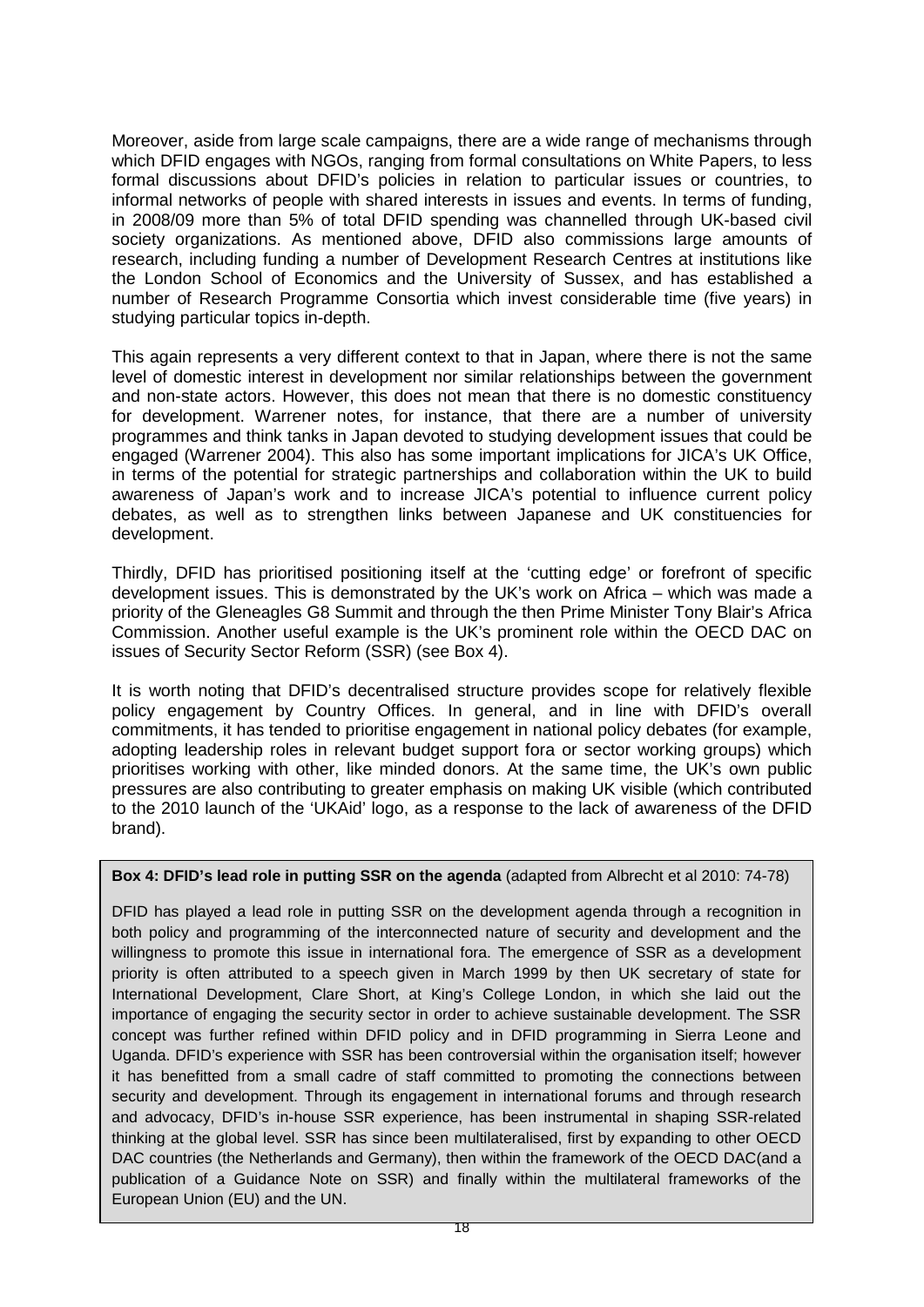Moreover, aside from large scale campaigns, there are a wide range of mechanisms through which DFID engages with NGOs, ranging from formal consultations on White Papers, to less formal discussions about DFID's policies in relation to particular issues or countries, to informal networks of people with shared interests in issues and events. In terms of funding, in 2008/09 more than 5% of total DFID spending was channelled through UK-based civil society organizations. As mentioned above, DFID also commissions large amounts of research, including funding a number of Development Research Centres at institutions like the London School of Economics and the University of Sussex, and has established a number of Research Programme Consortia which invest considerable time (five years) in studying particular topics in-depth.

This again represents a very different context to that in Japan, where there is not the same level of domestic interest in development nor similar relationships between the government and non-state actors. However, this does not mean that there is no domestic constituency for development. Warrener notes, for instance, that there are a number of university programmes and think tanks in Japan devoted to studying development issues that could be engaged (Warrener 2004). This also has some important implications for JICA's UK Office, in terms of the potential for strategic partnerships and collaboration within the UK to build awareness of Japan's work and to increase JICA's potential to influence current policy debates, as well as to strengthen links between Japanese and UK constituencies for development.

Thirdly, DFID has prioritised positioning itself at the 'cutting edge' or forefront of specific development issues. This is demonstrated by the UK's work on Africa – which was made a priority of the Gleneagles G8 Summit and through the then Prime Minister Tony Blair's Africa Commission. Another useful example is the UK's prominent role within the OECD DAC on issues of Security Sector Reform (SSR) (see Box 4).

It is worth noting that DFID's decentralised structure provides scope for relatively flexible policy engagement by Country Offices. In general, and in line with DFID's overall commitments, it has tended to prioritise engagement in national policy debates (for example, adopting leadership roles in relevant budget support fora or sector working groups) which prioritises working with other, like minded donors. At the same time, the UK's own public pressures are also contributing to greater emphasis on making UK visible (which contributed to the 2010 launch of the 'UKAid' logo, as a response to the lack of awareness of the DFID brand).

**Box 4: DFID's lead role in putting SSR on the agenda** (adapted from Albrecht et al 2010: 74-78)

DFID has played a lead role in putting SSR on the development agenda through a recognition in both policy and programming of the interconnected nature of security and development and the willingness to promote this issue in international fora. The emergence of SSR as a development priority is often attributed to a speech given in March 1999 by then UK secretary of state for International Development, Clare Short, at King's College London, in which she laid out the importance of engaging the security sector in order to achieve sustainable development. The SSR concept was further refined within DFID policy and in DFID programming in Sierra Leone and Uganda. DFID's experience with SSR has been controversial within the organisation itself; however it has benefitted from a small cadre of staff committed to promoting the connections between security and development. Through its engagement in international forums and through research and advocacy, DFID's in-house SSR experience, has been instrumental in shaping SSR-related thinking at the global level. SSR has since been multilateralised, first by expanding to other OECD DAC countries (the Netherlands and Germany), then within the framework of the OECD DAC(and a publication of a Guidance Note on SSR) and finally within the multilateral frameworks of the European Union (EU) and the UN.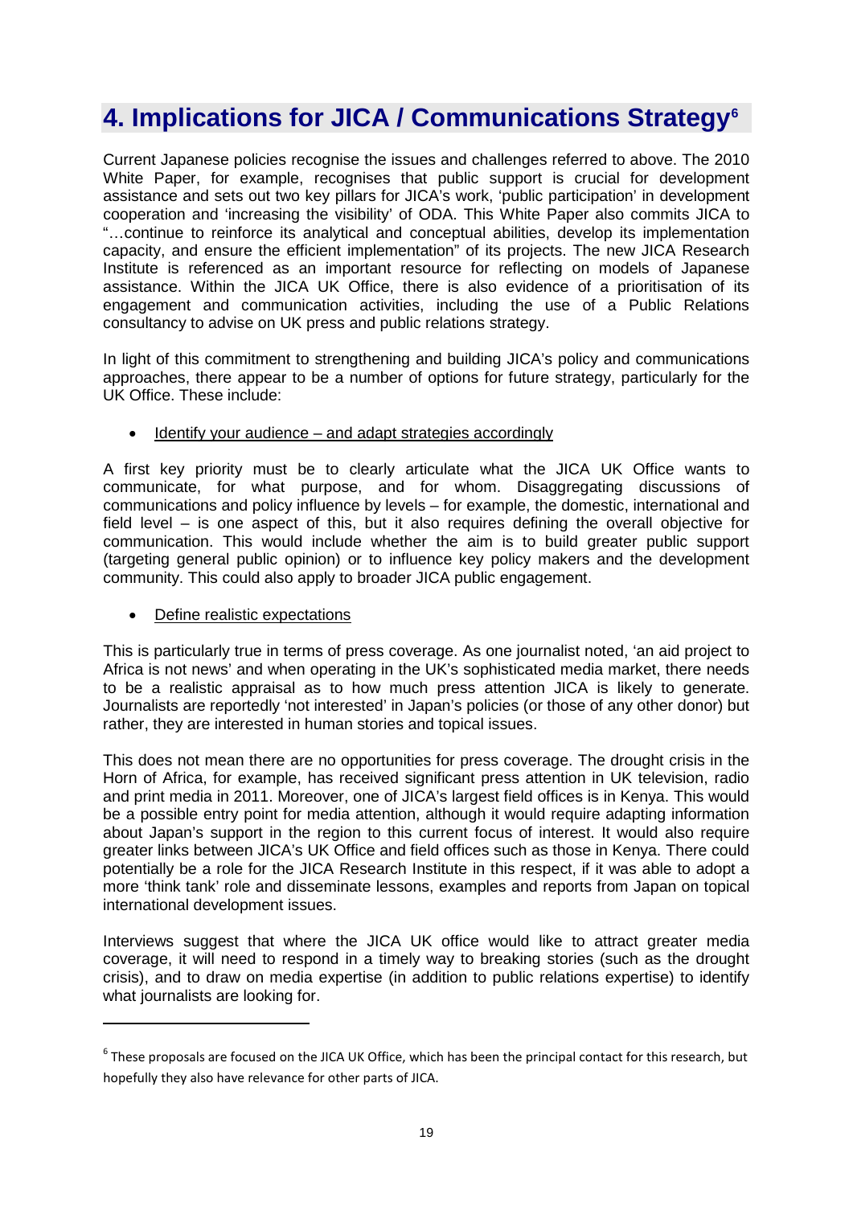# 4. Implications for JICA / Communications Strategy[6]

Current Japanese policies recognise the issues and challenges referred to above. The 2010 White Paper, for example, recognises that public support is crucial for development assistance and sets out two key pillars for JICA's work, 'public participation' in development cooperation and 'increasing the visibility' of ODA. This White Paper also commits JICA to "…continue to reinforce its analytical and conceptual abilities, develop its implementation capacity, and ensure the efficient implementation" of its projects. The new JICA Research Institute is referenced as an important resource for reflecting on models of Japanese assistance. Within the JICA UK Office, there is also evidence of a prioritisation of its engagement and communication activities, including the use of a Public Relations consultancy to advise on UK press and public relations strategy.

In light of this commitment to strengthening and building JICA's policy and communications approaches, there appear to be a number of options for future strategy, particularly for the UK Office. These include:

- Identify your audience – and adapt strategies accordingly

A first key priority must be to clearly articulate what the JICA UK Office wants to communicate, for what purpose, and for whom. Disaggregating discussions of communications and policy influence by levels – for example, the domestic, international and field level – is one aspect of this, but it also requires defining the overall objective for communication. This would include whether the aim is to build greater public support (targeting general public opinion) or to influence key policy makers and the development community. This could also apply to broader JICA public engagement.

- Define realistic expectations

This is particularly true in terms of press coverage. As one journalist noted, 'an aid project to Africa is not news' and when operating in the UK's sophisticated media market, there needs to be a realistic appraisal as to how much press attention JICA is likely to generate. Journalists are reportedly 'not interested' in Japan's policies (or those of any other donor) but rather, they are interested in human stories and topical issues.

This does not mean there are no opportunities for press coverage. The drought crisis in the Horn of Africa, for example, has received significant press attention in UK television, radio and print media in 2011. Moreover, one of JICA's largest field offices is in Kenya. This would be a possible entry point for media attention, although it would require adapting information about Japan's support in the region to this current focus of interest. It would also require greater links between JICA's UK Office and field offices such as those in Kenya. There could potentially be a role for the JICA Research Institute in this respect, if it was able to adopt a more 'think tank' role and disseminate lessons, examples and reports from Japan on topical international development issues.

Interviews suggest that where the JICA UK office would like to attract greater media coverage, it will need to respond in a timely way to breaking stories (such as the drought crisis), and to draw on media expertise (in addition to public relations expertise) to identify what journalists are looking for.

---

[6] These proposals are focused on the JICA UK Office, which has been the principal contact for this research, but hopefully they also have relevance for other parts of JICA.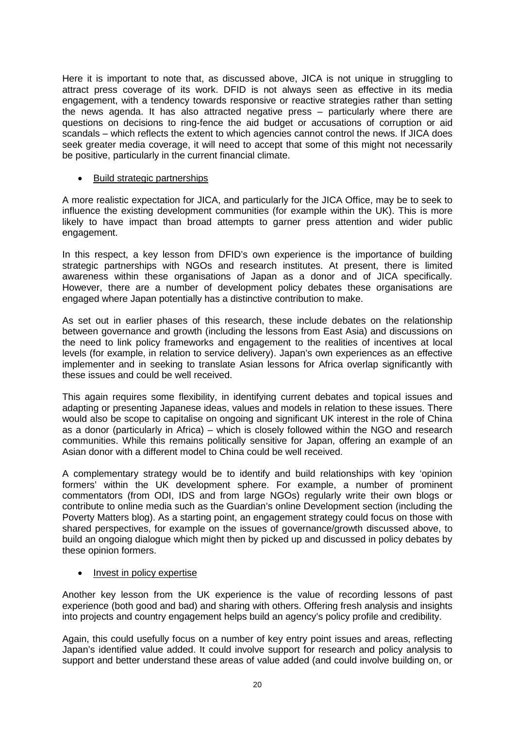Here it is important to note that, as discussed above, JICA is not unique in struggling to attract press coverage of its work. DFID is not always seen as effective in its media engagement, with a tendency towards responsive or reactive strategies rather than setting the news agenda. It has also attracted negative press – particularly where there are questions on decisions to ring-fence the aid budget or accusations of corruption or aid scandals – which reflects the extent to which agencies cannot control the news. If JICA does seek greater media coverage, it will need to accept that some of this might not necessarily be positive, particularly in the current financial climate.

- <u>Build strategic partnerships</u>

A more realistic expectation for JICA, and particularly for the JICA Office, may be to seek to influence the existing development communities (for example within the UK). This is more likely to have impact than broad attempts to garner press attention and wider public engagement.

In this respect, a key lesson from DFID's own experience is the importance of building strategic partnerships with NGOs and research institutes. At present, there is limited awareness within these organisations of Japan as a donor and of JICA specifically. However, there are a number of development policy debates these organisations are engaged where Japan potentially has a distinctive contribution to make.

As set out in earlier phases of this research, these include debates on the relationship between governance and growth (including the lessons from East Asia) and discussions on the need to link policy frameworks and engagement to the realities of incentives at local levels (for example, in relation to service delivery). Japan's own experiences as an effective implementer and in seeking to translate Asian lessons for Africa overlap significantly with these issues and could be well received.

This again requires some flexibility, in identifying current debates and topical issues and adapting or presenting Japanese ideas, values and models in relation to these issues. There would also be scope to capitalise on ongoing and significant UK interest in the role of China as a donor (particularly in Africa) – which is closely followed within the NGO and research communities. While this remains politically sensitive for Japan, offering an example of an Asian donor with a different model to China could be well received.

A complementary strategy would be to identify and build relationships with key 'opinion formers' within the UK development sphere. For example, a number of prominent commentators (from ODI, IDS and from large NGOs) regularly write their own blogs or contribute to online media such as the Guardian's online Development section (including the Poverty Matters blog). As a starting point, an engagement strategy could focus on those with shared perspectives, for example on the issues of governance/growth discussed above, to build an ongoing dialogue which might then by picked up and discussed in policy debates by these opinion formers.

- <u>Invest in policy expertise</u>

Another key lesson from the UK experience is the value of recording lessons of past experience (both good and bad) and sharing with others. Offering fresh analysis and insights into projects and country engagement helps build an agency's policy profile and credibility.

Again, this could usefully focus on a number of key entry point issues and areas, reflecting Japan's identified value added. It could involve support for research and policy analysis to support and better understand these areas of value added (and could involve building on, or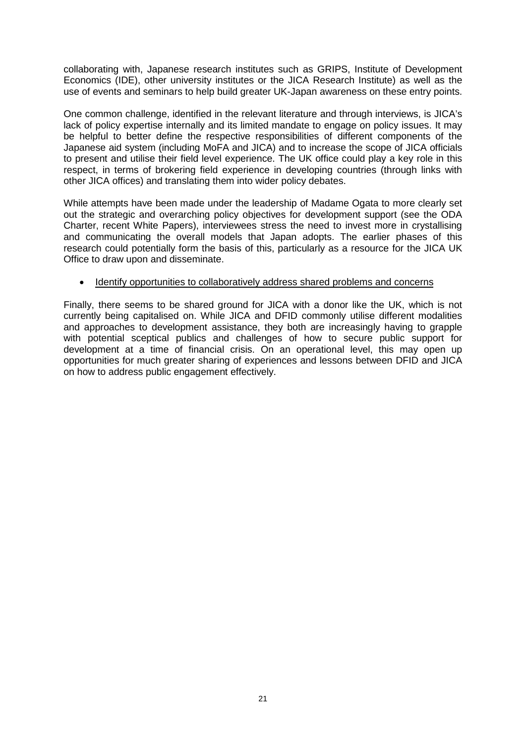collaborating with, Japanese research institutes such as GRIPS, Institute of Development Economics (IDE), other university institutes or the JICA Research Institute) as well as the use of events and seminars to help build greater UK-Japan awareness on these entry points.

One common challenge, identified in the relevant literature and through interviews, is JICA's lack of policy expertise internally and its limited mandate to engage on policy issues. It may be helpful to better define the respective responsibilities of different components of the Japanese aid system (including MoFA and JICA) and to increase the scope of JICA officials to present and utilise their field level experience. The UK office could play a key role in this respect, in terms of brokering field experience in developing countries (through links with other JICA offices) and translating them into wider policy debates.

While attempts have been made under the leadership of Madame Ogata to more clearly set out the strategic and overarching policy objectives for development support (see the ODA Charter, recent White Papers), interviewees stress the need to invest more in crystallising and communicating the overall models that Japan adopts. The earlier phases of this research could potentially form the basis of this, particularly as a resource for the JICA UK Office to draw upon and disseminate.

- <u>Identify opportunities to collaboratively address shared problems and concerns</u>

Finally, there seems to be shared ground for JICA with a donor like the UK, which is not currently being capitalised on. While JICA and DFID commonly utilise different modalities and approaches to development assistance, they both are increasingly having to grapple with potential sceptical publics and challenges of how to secure public support for development at a time of financial crisis. On an operational level, this may open up opportunities for much greater sharing of experiences and lessons between DFID and JICA on how to address public engagement effectively.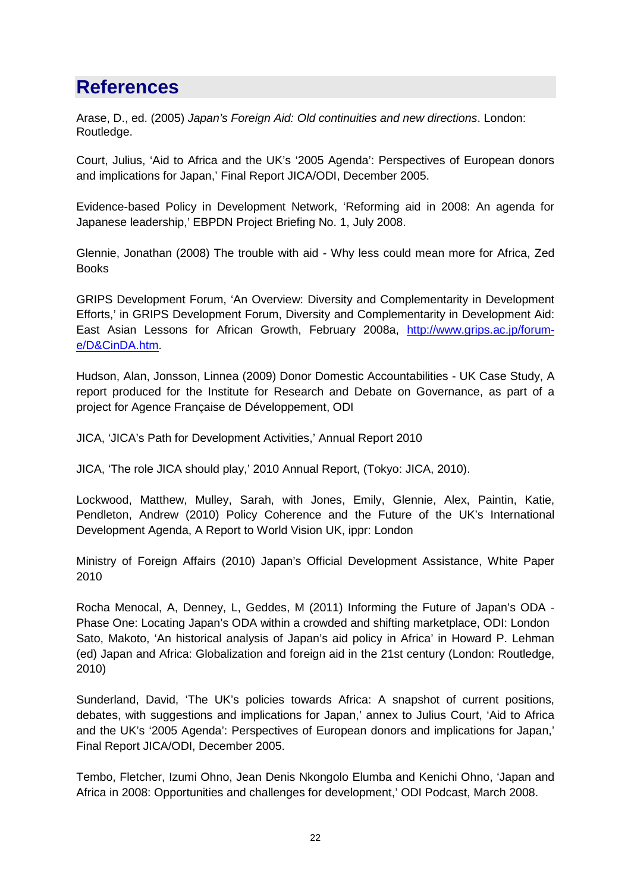# References

Arase, D., ed. (2005) *Japan's Foreign Aid: Old continuities and new directions*. London: Routledge.

Court, Julius, 'Aid to Africa and the UK's '2005 Agenda': Perspectives of European donors and implications for Japan,' Final Report JICA/ODI, December 2005.

Evidence-based Policy in Development Network, 'Reforming aid in 2008: An agenda for Japanese leadership,' EBPDN Project Briefing No. 1, July 2008.

Glennie, Jonathan (2008) The trouble with aid - Why less could mean more for Africa, Zed Books

GRIPS Development Forum, 'An Overview: Diversity and Complementarity in Development Efforts,' in GRIPS Development Forum, Diversity and Complementarity in Development Aid: East Asian Lessons for African Growth, February 2008a, [http://www.grips.ac.jp/forum-e/D&CinDA.htm](http://www.grips.ac.jp/forum-e/D&CinDA.htm).

Hudson, Alan, Jonsson, Linnea (2009) Donor Domestic Accountabilities - UK Case Study, A report produced for the Institute for Research and Debate on Governance, as part of a project for Agence Française de Développement, ODI

JICA, 'JICA's Path for Development Activities,' Annual Report 2010

JICA, 'The role JICA should play,' 2010 Annual Report, (Tokyo: JICA, 2010).

Lockwood, Matthew, Mulley, Sarah, with Jones, Emily, Glennie, Alex, Paintin, Katie, Pendleton, Andrew (2010) Policy Coherence and the Future of the UK's International Development Agenda, A Report to World Vision UK, ippr: London

Ministry of Foreign Affairs (2010) Japan's Official Development Assistance, White Paper 2010

Rocha Menocal, A, Denney, L, Geddes, M (2011) Informing the Future of Japan's ODA - Phase One: Locating Japan's ODA within a crowded and shifting marketplace, ODI: London

Sato, Makoto, 'An historical analysis of Japan's aid policy in Africa' in Howard P. Lehman (ed) Japan and Africa: Globalization and foreign aid in the 21st century (London: Routledge, 2010)

Sunderland, David, 'The UK's policies towards Africa: A snapshot of current positions, debates, with suggestions and implications for Japan,' annex to Julius Court, 'Aid to Africa and the UK's '2005 Agenda': Perspectives of European donors and implications for Japan,' Final Report JICA/ODI, December 2005.

Tembo, Fletcher, Izumi Ohno, Jean Denis Nkongolo Elumba and Kenichi Ohno, 'Japan and Africa in 2008: Opportunities and challenges for development,' ODI Podcast, March 2008.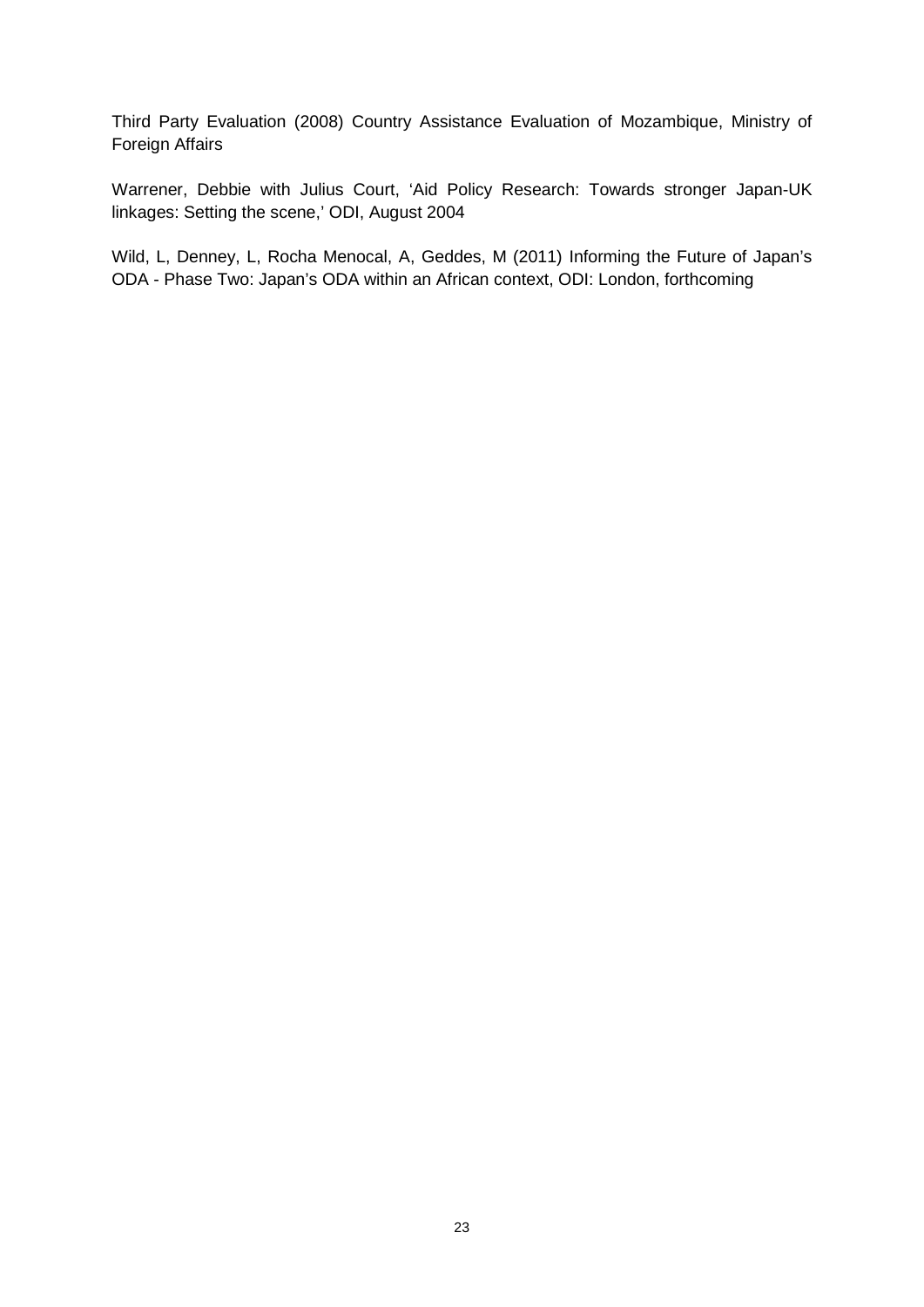Third Party Evaluation (2008) Country Assistance Evaluation of Mozambique, Ministry of Foreign Affairs

Warrener, Debbie with Julius Court, 'Aid Policy Research: Towards stronger Japan-UK linkages: Setting the scene,' ODI, August 2004

Wild, L, Denney, L, Rocha Menocal, A, Geddes, M (2011) Informing the Future of Japan's ODA - Phase Two: Japan's ODA within an African context, ODI: London, forthcoming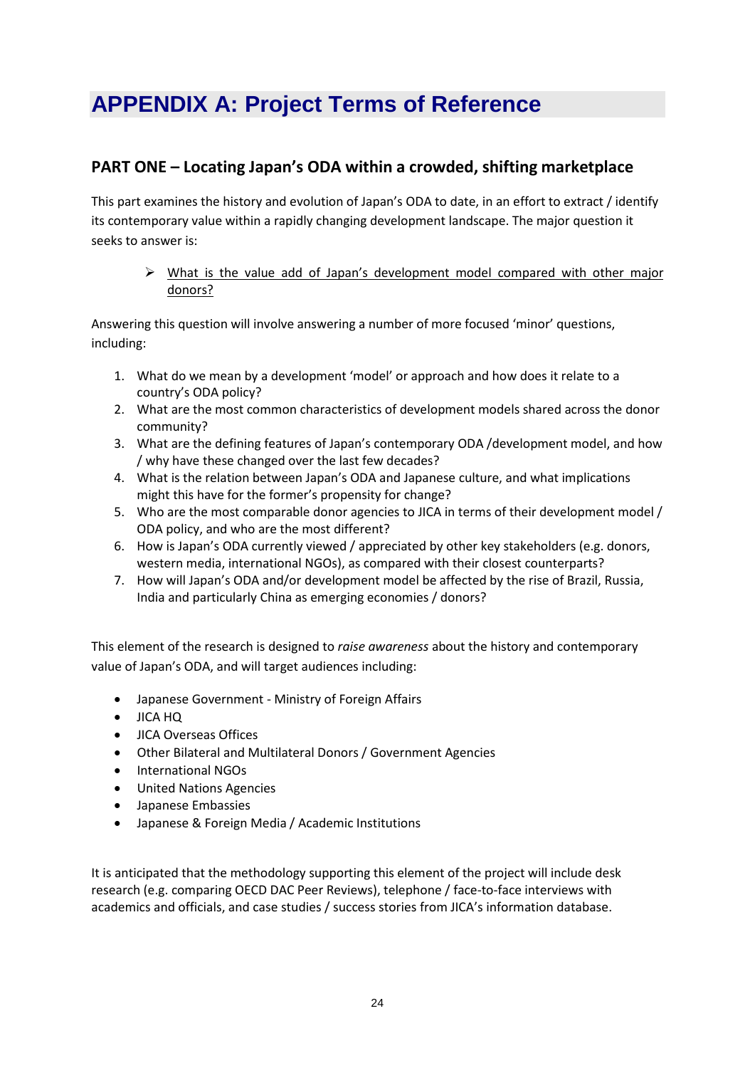# APPENDIX A: Project Terms of Reference

## PART ONE – Locating Japan's ODA within a crowded, shifting marketplace

This part examines the history and evolution of Japan's ODA to date, in an effort to extract / identify its contemporary value within a rapidly changing development landscape. The major question it seeks to answer is:

> ➢ <u>What is the value add of Japan's development model compared with other major donors?</u>

Answering this question will involve answering a number of more focused 'minor' questions, including:

1. What do we mean by a development 'model' or approach and how does it relate to a country's ODA policy?
2. What are the most common characteristics of development models shared across the donor community?
3. What are the defining features of Japan's contemporary ODA /development model, and how / why have these changed over the last few decades?
4. What is the relation between Japan's ODA and Japanese culture, and what implications might this have for the former's propensity for change?
5. Who are the most comparable donor agencies to JICA in terms of their development model / ODA policy, and who are the most different?
6. How is Japan's ODA currently viewed / appreciated by other key stakeholders (e.g. donors, western media, international NGOs), as compared with their closest counterparts?
7. How will Japan's ODA and/or development model be affected by the rise of Brazil, Russia, India and particularly China as emerging economies / donors?

This element of the research is designed to *raise awareness* about the history and contemporary value of Japan's ODA, and will target audiences including:

- Japanese Government - Ministry of Foreign Affairs
- JICA HQ
- JICA Overseas Offices
- Other Bilateral and Multilateral Donors / Government Agencies
- International NGOs
- United Nations Agencies
- Japanese Embassies
- Japanese & Foreign Media / Academic Institutions

It is anticipated that the methodology supporting this element of the project will include desk research (e.g. comparing OECD DAC Peer Reviews), telephone / face-to-face interviews with academics and officials, and case studies / success stories from JICA's information database.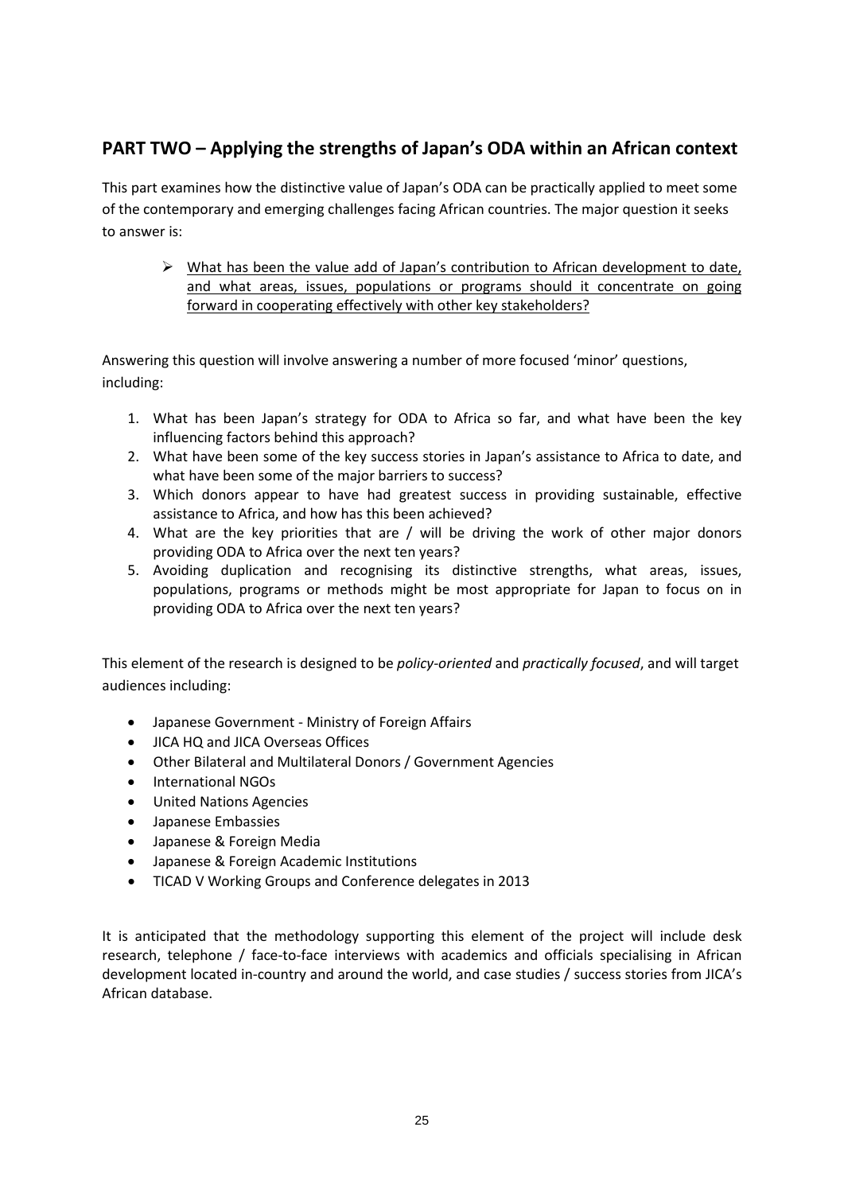## PART TWO – Applying the strengths of Japan's ODA within an African context

This part examines how the distinctive value of Japan's ODA can be practically applied to meet some of the contemporary and emerging challenges facing African countries. The major question it seeks to answer is:

> ➢ <u>What has been the value add of Japan's contribution to African development to date, and what areas, issues, populations or programs should it concentrate on going forward in cooperating effectively with other key stakeholders?</u>

Answering this question will involve answering a number of more focused 'minor' questions, including:

1. What has been Japan's strategy for ODA to Africa so far, and what have been the key influencing factors behind this approach?
2. What have been some of the key success stories in Japan's assistance to Africa to date, and what have been some of the major barriers to success?
3. Which donors appear to have had greatest success in providing sustainable, effective assistance to Africa, and how has this been achieved?
4. What are the key priorities that are / will be driving the work of other major donors providing ODA to Africa over the next ten years?
5. Avoiding duplication and recognising its distinctive strengths, what areas, issues, populations, programs or methods might be most appropriate for Japan to focus on in providing ODA to Africa over the next ten years?

This element of the research is designed to be *policy-oriented* and *practically focused*, and will target audiences including:

- Japanese Government - Ministry of Foreign Affairs
- JICA HQ and JICA Overseas Offices
- Other Bilateral and Multilateral Donors / Government Agencies
- International NGOs
- United Nations Agencies
- Japanese Embassies
- Japanese & Foreign Media
- Japanese & Foreign Academic Institutions
- TICAD V Working Groups and Conference delegates in 2013

It is anticipated that the methodology supporting this element of the project will include desk research, telephone / face-to-face interviews with academics and officials specialising in African development located in-country and around the world, and case studies / success stories from JICA's African database.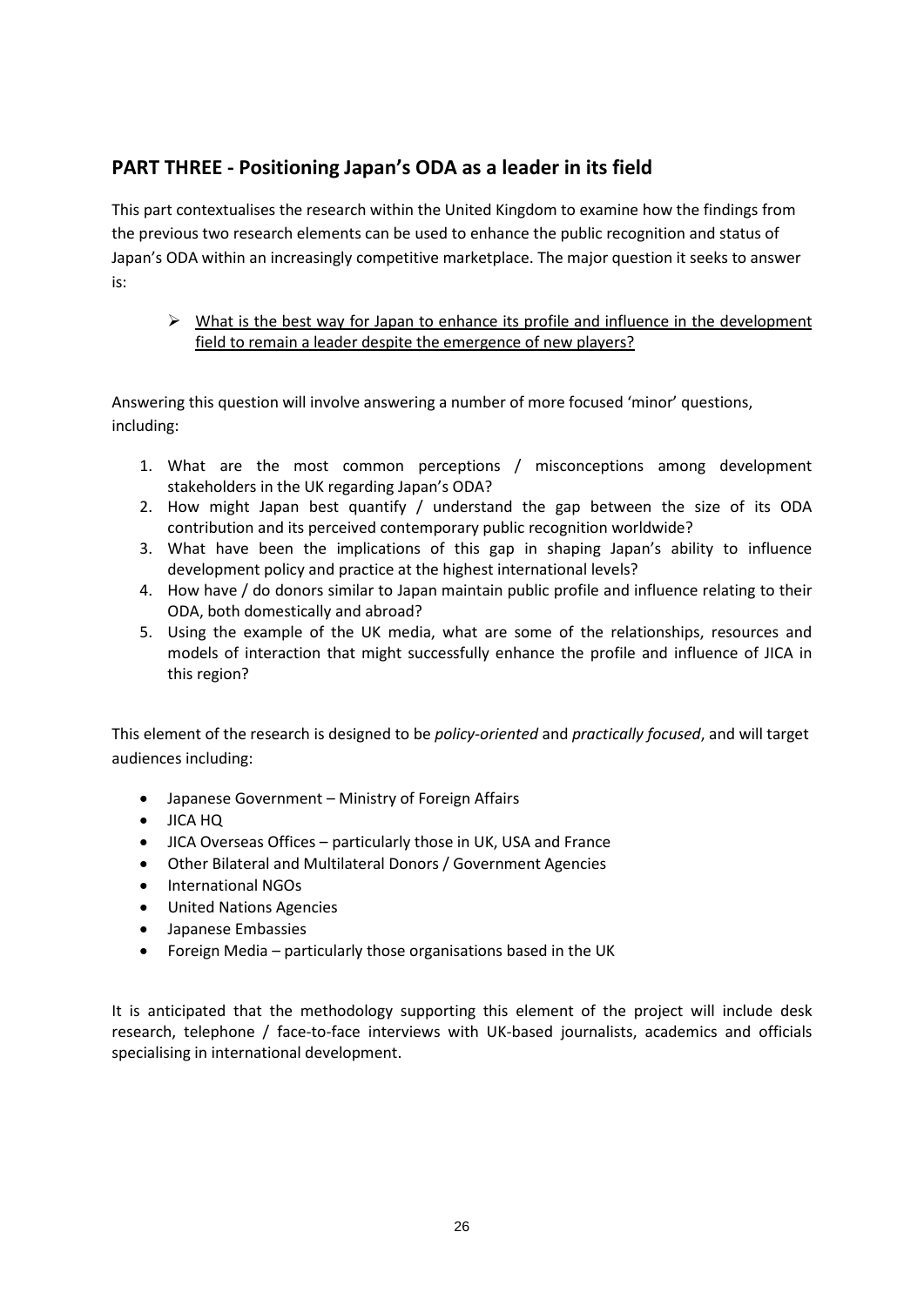## PART THREE - Positioning Japan's ODA as a leader in its field

This part contextualises the research within the United Kingdom to examine how the findings from the previous two research elements can be used to enhance the public recognition and status of Japan's ODA within an increasingly competitive marketplace. The major question it seeks to answer is:

- <u>What is the best way for Japan to enhance its profile and influence in the development field to remain a leader despite the emergence of new players?</u>

Answering this question will involve answering a number of more focused 'minor' questions, including:

1. What are the most common perceptions / misconceptions among development stakeholders in the UK regarding Japan's ODA?
2. How might Japan best quantify / understand the gap between the size of its ODA contribution and its perceived contemporary public recognition worldwide?
3. What have been the implications of this gap in shaping Japan's ability to influence development policy and practice at the highest international levels?
4. How have / do donors similar to Japan maintain public profile and influence relating to their ODA, both domestically and abroad?
5. Using the example of the UK media, what are some of the relationships, resources and models of interaction that might successfully enhance the profile and influence of JICA in this region?

This element of the research is designed to be *policy-oriented* and *practically focused*, and will target audiences including:

- Japanese Government – Ministry of Foreign Affairs
- JICA HQ
- JICA Overseas Offices – particularly those in UK, USA and France
- Other Bilateral and Multilateral Donors / Government Agencies
- International NGOs
- United Nations Agencies
- Japanese Embassies
- Foreign Media – particularly those organisations based in the UK

It is anticipated that the methodology supporting this element of the project will include desk research, telephone / face-to-face interviews with UK-based journalists, academics and officials specialising in international development.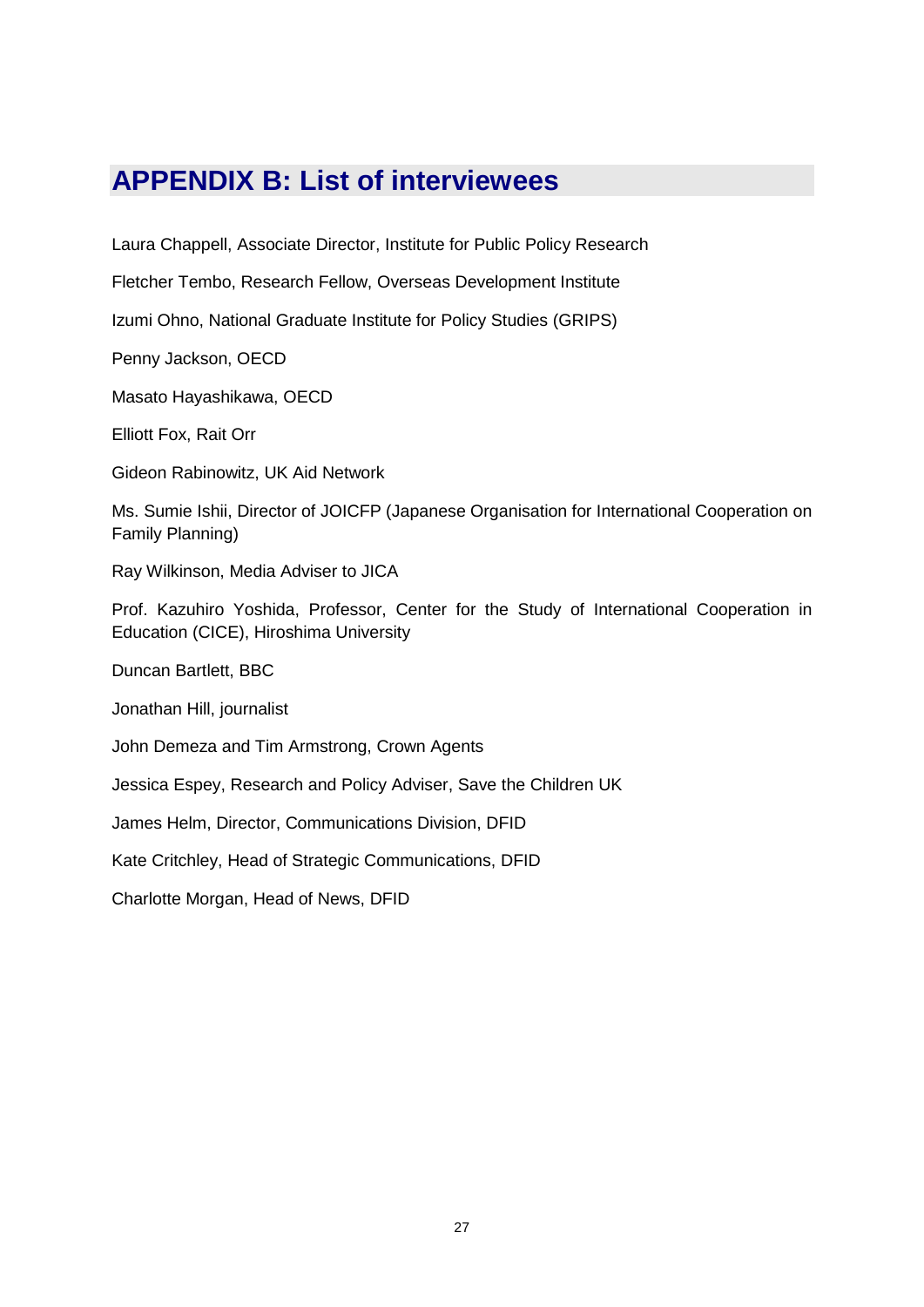## APPENDIX B: List of interviewees

Laura Chappell, Associate Director, Institute for Public Policy Research

Fletcher Tembo, Research Fellow, Overseas Development Institute

Izumi Ohno, National Graduate Institute for Policy Studies (GRIPS)

Penny Jackson, OECD

Masato Hayashikawa, OECD

Elliott Fox, Rait Orr

Gideon Rabinowitz, UK Aid Network

Ms. Sumie Ishii, Director of JOICFP (Japanese Organisation for International Cooperation on Family Planning)

Ray Wilkinson, Media Adviser to JICA

Prof. Kazuhiro Yoshida, Professor, Center for the Study of International Cooperation in Education (CICE), Hiroshima University

Duncan Bartlett, BBC

Jonathan Hill, journalist

John Demeza and Tim Armstrong, Crown Agents

Jessica Espey, Research and Policy Adviser, Save the Children UK

James Helm, Director, Communications Division, DFID

Kate Critchley, Head of Strategic Communications, DFID

Charlotte Morgan, Head of News, DFID